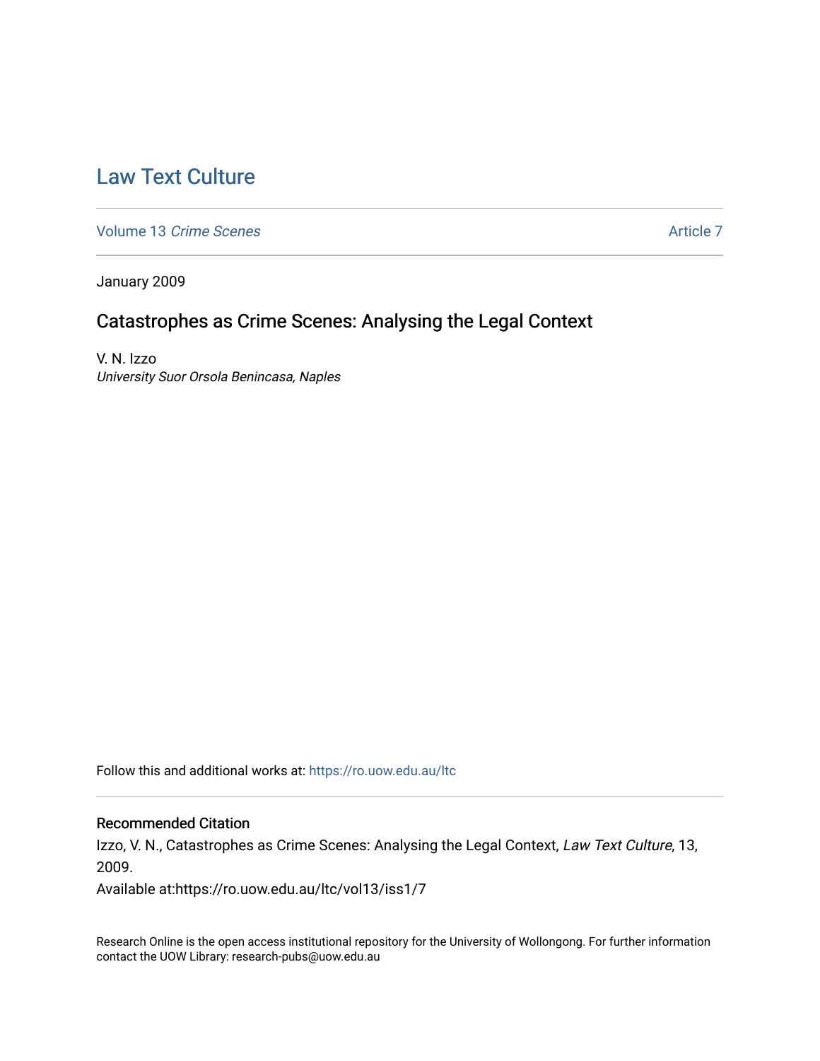# Law Text Culture

Volume 13 *Crime Scenes* Article 7

January 2009

## Catastrophes as Crime Scenes: Analysing the Legal Context

V. N. Izzo
*University Suor Orsola Benincasa, Naples*

Follow this and additional works at: https://ro.uow.edu.au/ltc

### Recommended Citation

Izzo, V. N., Catastrophes as Crime Scenes: Analysing the Legal Context, *Law Text Culture*, 13, 2009.

Available at:https://ro.uow.edu.au/ltc/vol13/iss1/7

Research Online is the open access institutional repository for the University of Wollongong. For further information contact the UOW Library: research-pubs@uow.edu.au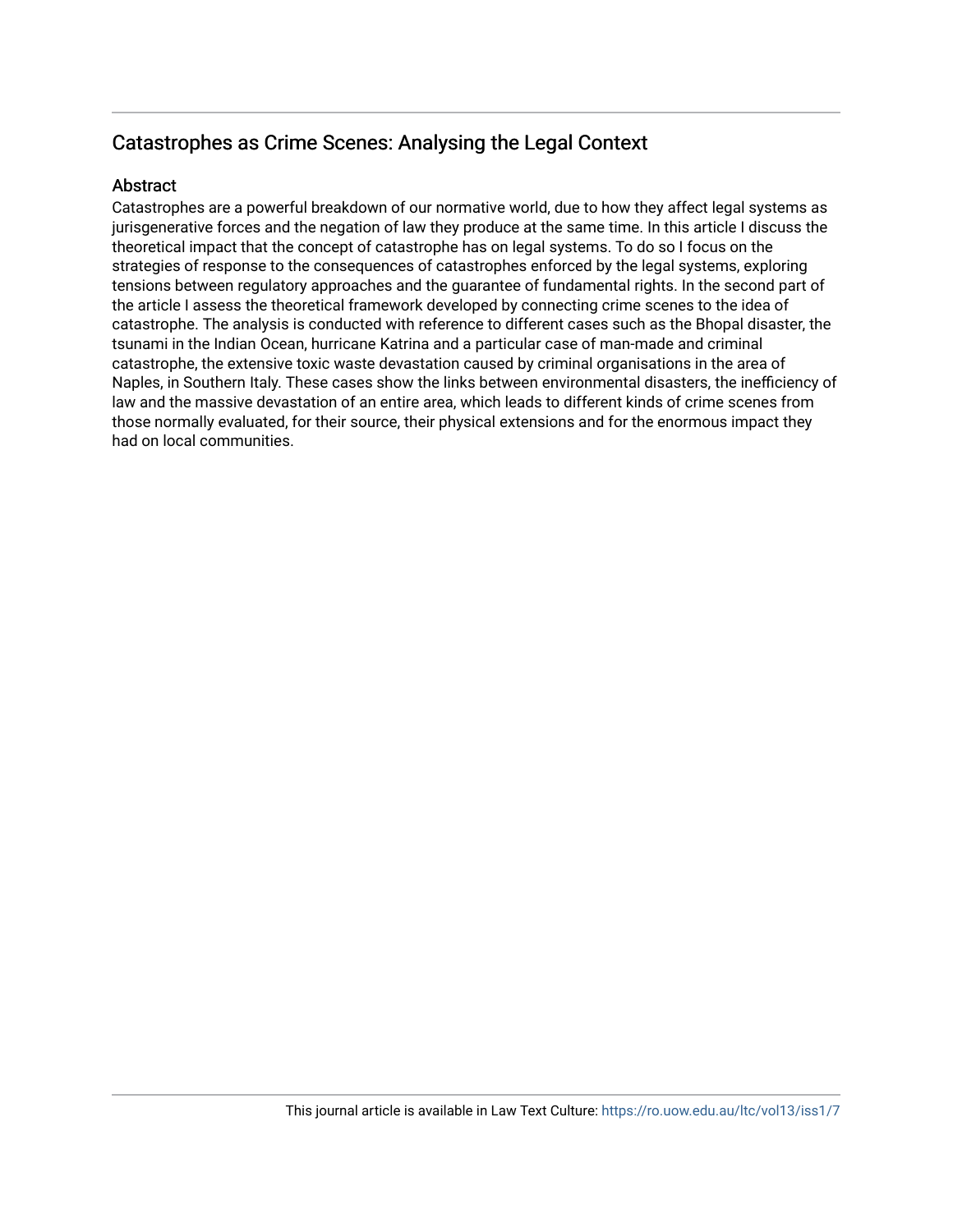## Catastrophes as Crime Scenes: Analysing the Legal Context

### Abstract

Catastrophes are a powerful breakdown of our normative world, due to how they affect legal systems as jurisgenerative forces and the negation of law they produce at the same time. In this article I discuss the theoretical impact that the concept of catastrophe has on legal systems. To do so I focus on the strategies of response to the consequences of catastrophes enforced by the legal systems, exploring tensions between regulatory approaches and the guarantee of fundamental rights. In the second part of the article I assess the theoretical framework developed by connecting crime scenes to the idea of catastrophe. The analysis is conducted with reference to different cases such as the Bhopal disaster, the tsunami in the Indian Ocean, hurricane Katrina and a particular case of man-made and criminal catastrophe, the extensive toxic waste devastation caused by criminal organisations in the area of Naples, in Southern Italy. These cases show the links between environmental disasters, the inefficiency of law and the massive devastation of an entire area, which leads to different kinds of crime scenes from those normally evaluated, for their source, their physical extensions and for the enormous impact they had on local communities.

This journal article is available in Law Text Culture: https://ro.uow.edu.au/ltc/vol13/iss1/7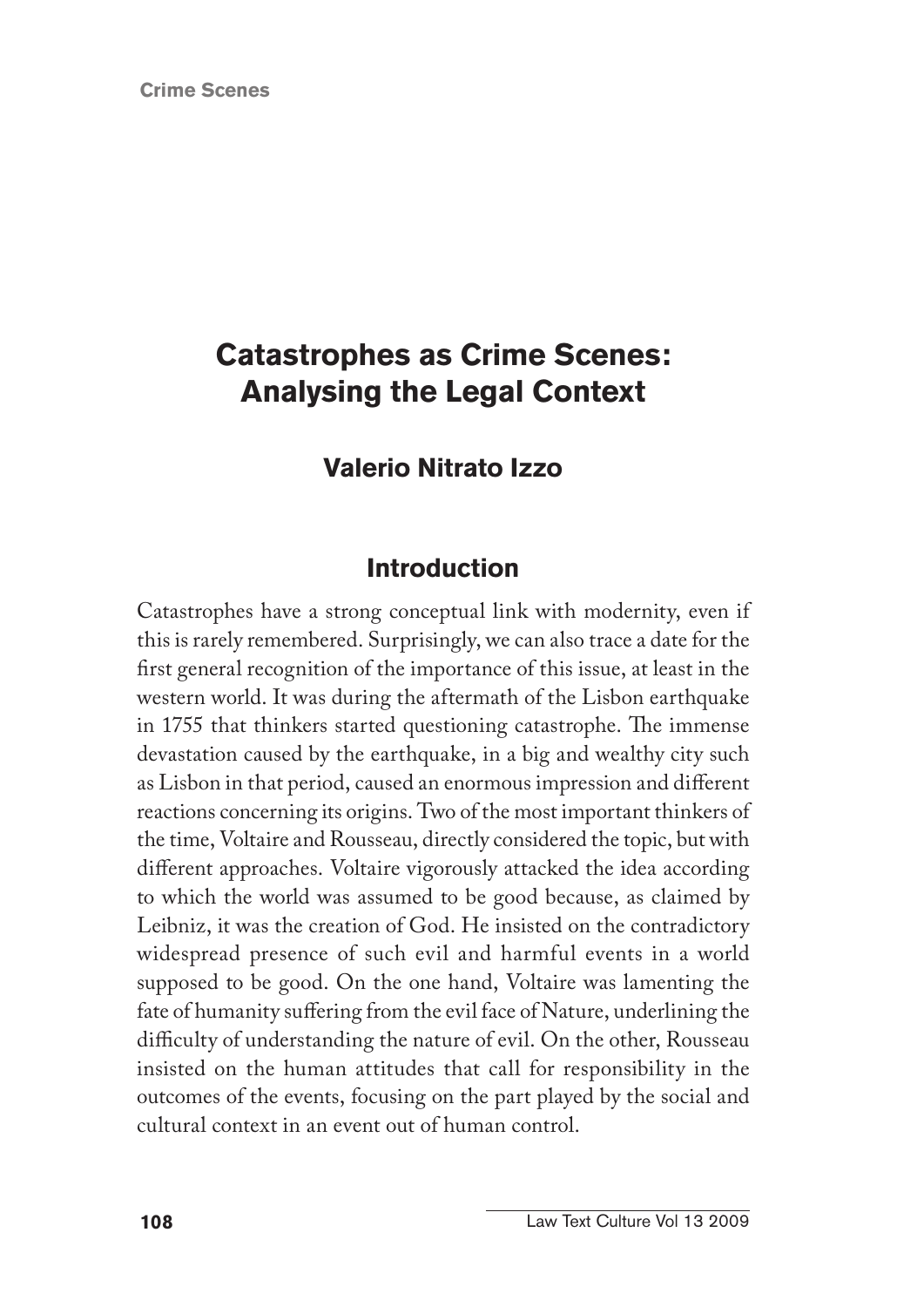# Catastrophes as Crime Scenes: Analysing the Legal Context

## Valerio Nitrato Izzo

### Introduction

Catastrophes have a strong conceptual link with modernity, even if this is rarely remembered. Surprisingly, we can also trace a date for the first general recognition of the importance of this issue, at least in the western world. It was during the aftermath of the Lisbon earthquake in 1755 that thinkers started questioning catastrophe. The immense devastation caused by the earthquake, in a big and wealthy city such as Lisbon in that period, caused an enormous impression and different reactions concerning its origins. Two of the most important thinkers of the time, Voltaire and Rousseau, directly considered the topic, but with different approaches. Voltaire vigorously attacked the idea according to which the world was assumed to be good because, as claimed by Leibniz, it was the creation of God. He insisted on the contradictory widespread presence of such evil and harmful events in a world supposed to be good. On the one hand, Voltaire was lamenting the fate of humanity suffering from the evil face of Nature, underlining the difficulty of understanding the nature of evil. On the other, Rousseau insisted on the human attitudes that call for responsibility in the outcomes of the events, focusing on the part played by the social and cultural context in an event out of human control.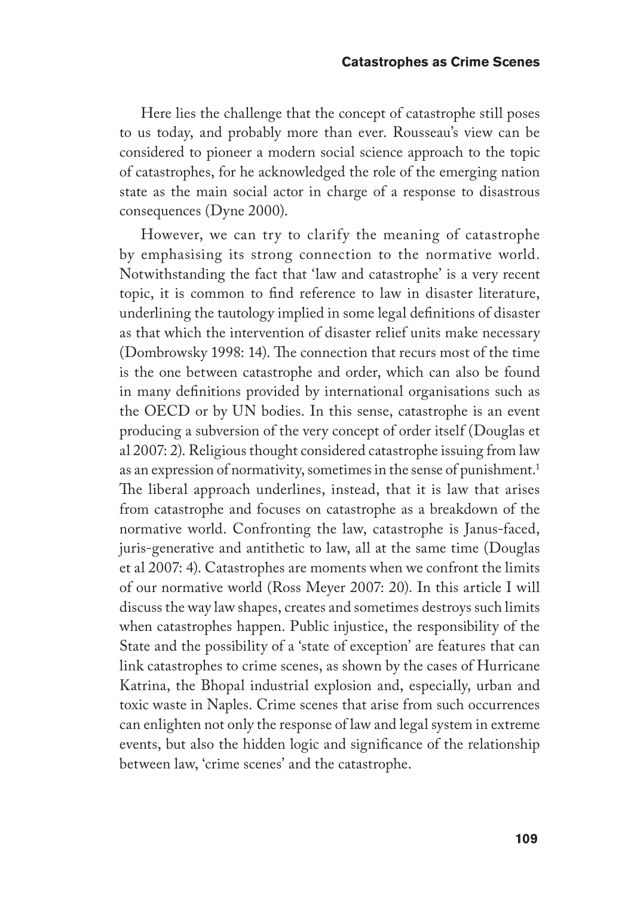Here lies the challenge that the concept of catastrophe still poses to us today, and probably more than ever. Rousseau's view can be considered to pioneer a modern social science approach to the topic of catastrophes, for he acknowledged the role of the emerging nation state as the main social actor in charge of a response to disastrous consequences (Dyne 2000).

However, we can try to clarify the meaning of catastrophe by emphasising its strong connection to the normative world. Notwithstanding the fact that 'law and catastrophe' is a very recent topic, it is common to find reference to law in disaster literature, underlining the tautology implied in some legal definitions of disaster as that which the intervention of disaster relief units make necessary (Dombrowsky 1998: 14). The connection that recurs most of the time is the one between catastrophe and order, which can also be found in many definitions provided by international organisations such as the OECD or by UN bodies. In this sense, catastrophe is an event producing a subversion of the very concept of order itself (Douglas et al 2007: 2). Religious thought considered catastrophe issuing from law as an expression of normativity, sometimes in the sense of punishment.[1] The liberal approach underlines, instead, that it is law that arises from catastrophe and focuses on catastrophe as a breakdown of the normative world. Confronting the law, catastrophe is Janus-faced, juris-generative and antithetic to law, all at the same time (Douglas et al 2007: 4). Catastrophes are moments when we confront the limits of our normative world (Ross Meyer 2007: 20). In this article I will discuss the way law shapes, creates and sometimes destroys such limits when catastrophes happen. Public injustice, the responsibility of the State and the possibility of a 'state of exception' are features that can link catastrophes to crime scenes, as shown by the cases of Hurricane Katrina, the Bhopal industrial explosion and, especially, urban and toxic waste in Naples. Crime scenes that arise from such occurrences can enlighten not only the response of law and legal system in extreme events, but also the hidden logic and significance of the relationship between law, 'crime scenes' and the catastrophe.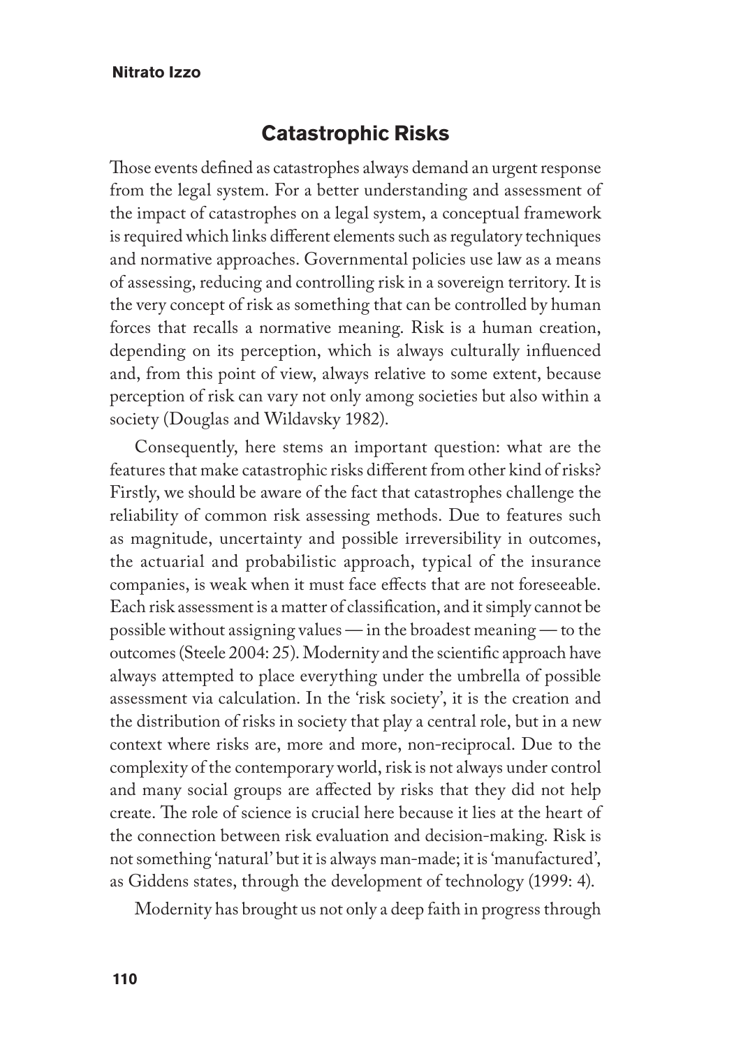## Catastrophic Risks

Those events defined as catastrophes always demand an urgent response from the legal system. For a better understanding and assessment of the impact of catastrophes on a legal system, a conceptual framework is required which links different elements such as regulatory techniques and normative approaches. Governmental policies use law as a means of assessing, reducing and controlling risk in a sovereign territory. It is the very concept of risk as something that can be controlled by human forces that recalls a normative meaning. Risk is a human creation, depending on its perception, which is always culturally influenced and, from this point of view, always relative to some extent, because perception of risk can vary not only among societies but also within a society (Douglas and Wildavsky 1982).

Consequently, here stems an important question: what are the features that make catastrophic risks different from other kind of risks? Firstly, we should be aware of the fact that catastrophes challenge the reliability of common risk assessing methods. Due to features such as magnitude, uncertainty and possible irreversibility in outcomes, the actuarial and probabilistic approach, typical of the insurance companies, is weak when it must face effects that are not foreseeable. Each risk assessment is a matter of classification, and it simply cannot be possible without assigning values — in the broadest meaning — to the outcomes (Steele 2004: 25). Modernity and the scientific approach have always attempted to place everything under the umbrella of possible assessment via calculation. In the 'risk society', it is the creation and the distribution of risks in society that play a central role, but in a new context where risks are, more and more, non-reciprocal. Due to the complexity of the contemporary world, risk is not always under control and many social groups are affected by risks that they did not help create. The role of science is crucial here because it lies at the heart of the connection between risk evaluation and decision-making. Risk is not something 'natural' but it is always man-made; it is 'manufactured', as Giddens states, through the development of technology (1999: 4).

Modernity has brought us not only a deep faith in progress through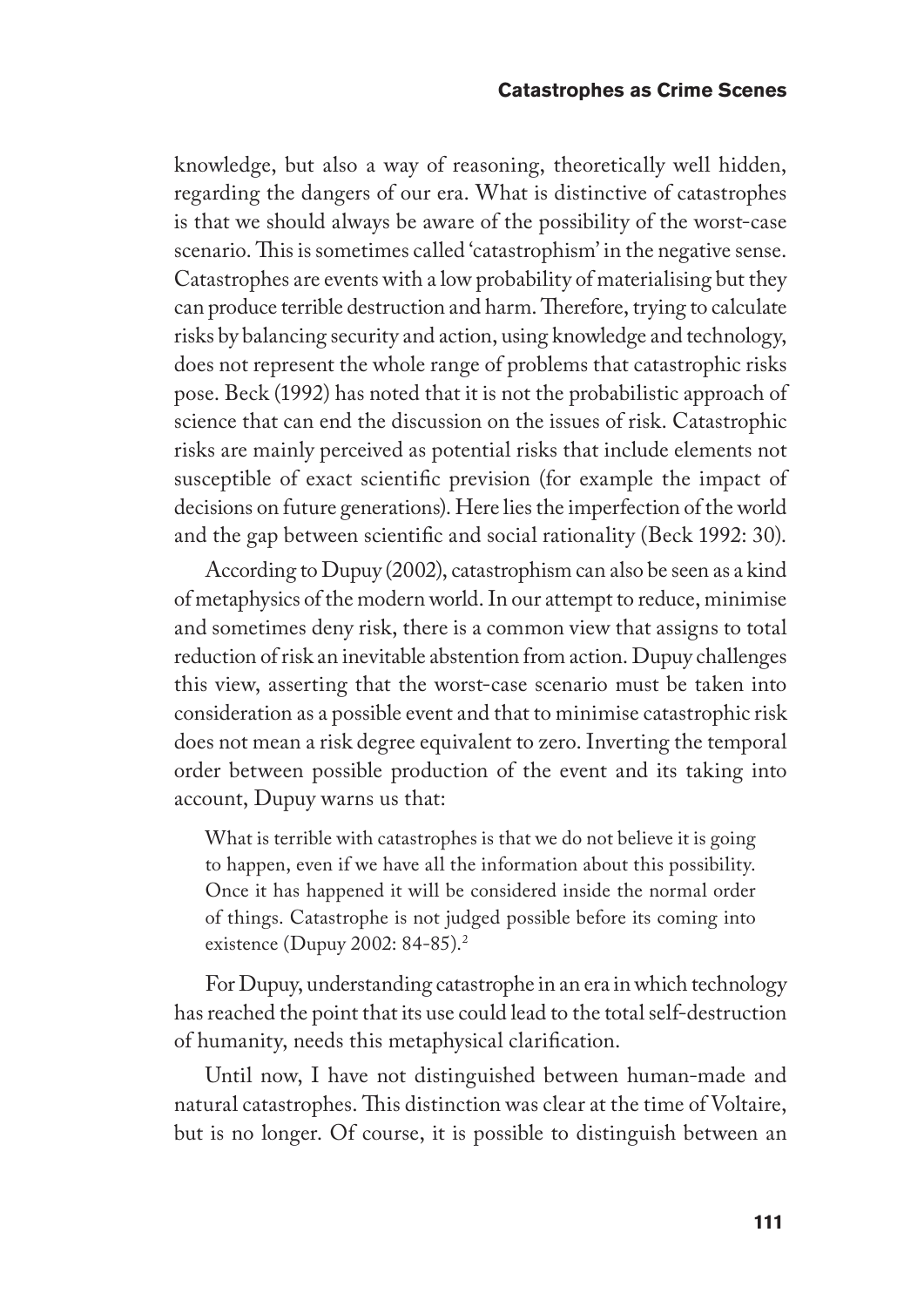knowledge, but also a way of reasoning, theoretically well hidden, regarding the dangers of our era. What is distinctive of catastrophes is that we should always be aware of the possibility of the worst-case scenario. This is sometimes called 'catastrophism' in the negative sense. Catastrophes are events with a low probability of materialising but they can produce terrible destruction and harm. Therefore, trying to calculate risks by balancing security and action, using knowledge and technology, does not represent the whole range of problems that catastrophic risks pose. Beck (1992) has noted that it is not the probabilistic approach of science that can end the discussion on the issues of risk. Catastrophic risks are mainly perceived as potential risks that include elements not susceptible of exact scientific prevision (for example the impact of decisions on future generations). Here lies the imperfection of the world and the gap between scientific and social rationality (Beck 1992: 30).

According to Dupuy (2002), catastrophism can also be seen as a kind of metaphysics of the modern world. In our attempt to reduce, minimise and sometimes deny risk, there is a common view that assigns to total reduction of risk an inevitable abstention from action. Dupuy challenges this view, asserting that the worst-case scenario must be taken into consideration as a possible event and that to minimise catastrophic risk does not mean a risk degree equivalent to zero. Inverting the temporal order between possible production of the event and its taking into account, Dupuy warns us that:

> What is terrible with catastrophes is that we do not believe it is going to happen, even if we have all the information about this possibility. Once it has happened it will be considered inside the normal order of things. Catastrophe is not judged possible before its coming into existence (Dupuy 2002: 84-85).[2]

For Dupuy, understanding catastrophe in an era in which technology has reached the point that its use could lead to the total self-destruction of humanity, needs this metaphysical clarification.

Until now, I have not distinguished between human-made and natural catastrophes. This distinction was clear at the time of Voltaire, but is no longer. Of course, it is possible to distinguish between an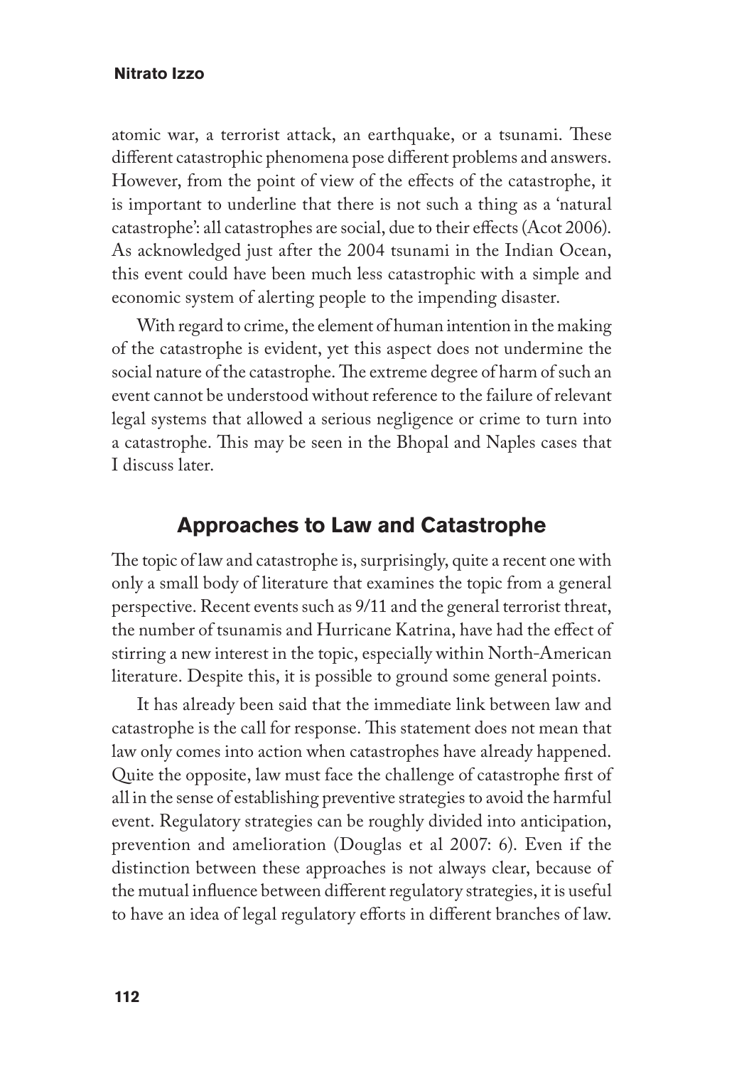atomic war, a terrorist attack, an earthquake, or a tsunami. These different catastrophic phenomena pose different problems and answers. However, from the point of view of the effects of the catastrophe, it is important to underline that there is not such a thing as a 'natural catastrophe': all catastrophes are social, due to their effects (Acot 2006). As acknowledged just after the 2004 tsunami in the Indian Ocean, this event could have been much less catastrophic with a simple and economic system of alerting people to the impending disaster.

With regard to crime, the element of human intention in the making of the catastrophe is evident, yet this aspect does not undermine the social nature of the catastrophe. The extreme degree of harm of such an event cannot be understood without reference to the failure of relevant legal systems that allowed a serious negligence or crime to turn into a catastrophe. This may be seen in the Bhopal and Naples cases that I discuss later.

## Approaches to Law and Catastrophe

The topic of law and catastrophe is, surprisingly, quite a recent one with only a small body of literature that examines the topic from a general perspective. Recent events such as 9/11 and the general terrorist threat, the number of tsunamis and Hurricane Katrina, have had the effect of stirring a new interest in the topic, especially within North-American literature. Despite this, it is possible to ground some general points.

It has already been said that the immediate link between law and catastrophe is the call for response. This statement does not mean that law only comes into action when catastrophes have already happened. Quite the opposite, law must face the challenge of catastrophe first of all in the sense of establishing preventive strategies to avoid the harmful event. Regulatory strategies can be roughly divided into anticipation, prevention and amelioration (Douglas et al 2007: 6). Even if the distinction between these approaches is not always clear, because of the mutual influence between different regulatory strategies, it is useful to have an idea of legal regulatory efforts in different branches of law.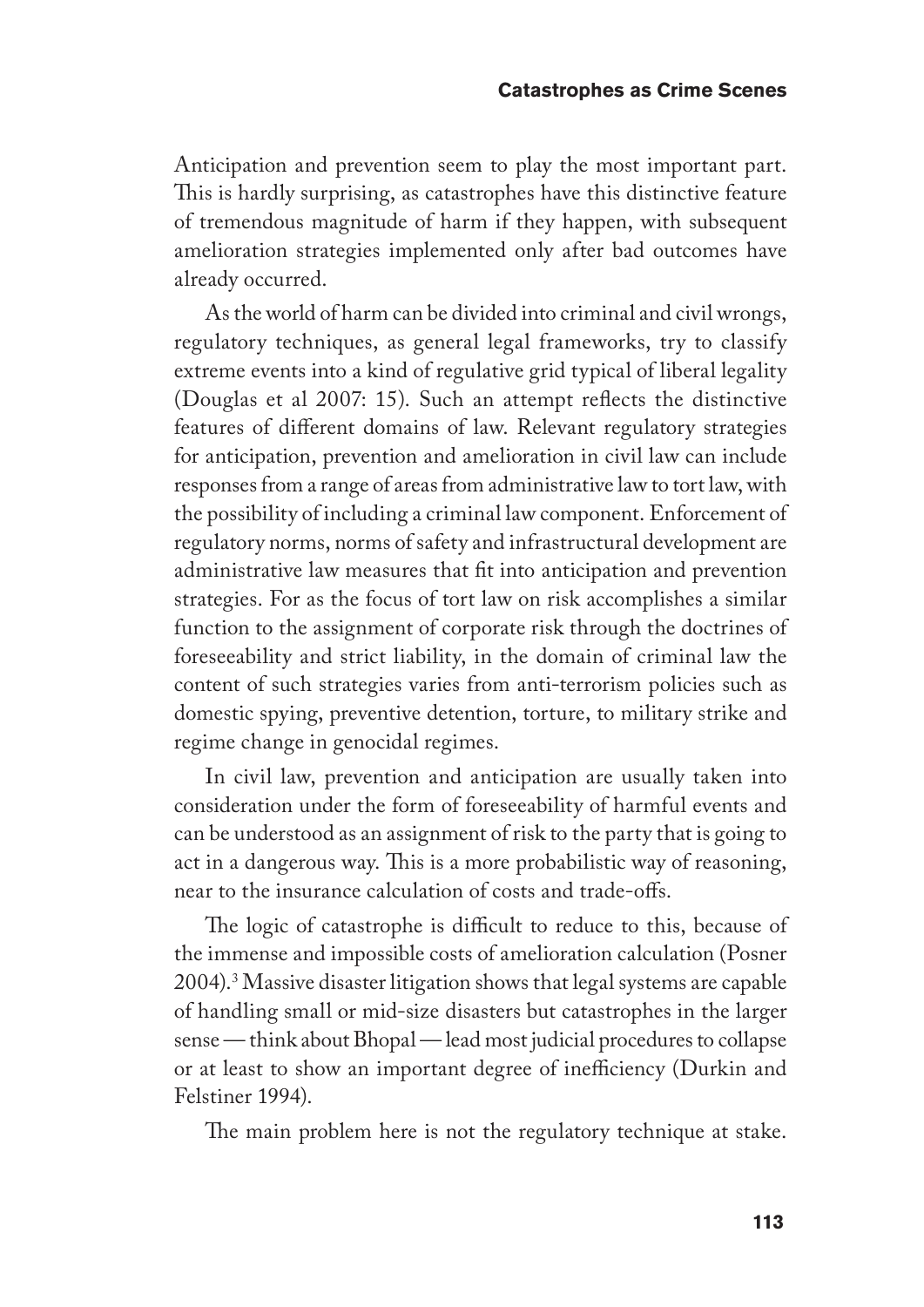Anticipation and prevention seem to play the most important part. This is hardly surprising, as catastrophes have this distinctive feature of tremendous magnitude of harm if they happen, with subsequent amelioration strategies implemented only after bad outcomes have already occurred.

As the world of harm can be divided into criminal and civil wrongs, regulatory techniques, as general legal frameworks, try to classify extreme events into a kind of regulative grid typical of liberal legality (Douglas et al 2007: 15). Such an attempt reflects the distinctive features of different domains of law. Relevant regulatory strategies for anticipation, prevention and amelioration in civil law can include responses from a range of areas from administrative law to tort law, with the possibility of including a criminal law component. Enforcement of regulatory norms, norms of safety and infrastructural development are administrative law measures that fit into anticipation and prevention strategies. For as the focus of tort law on risk accomplishes a similar function to the assignment of corporate risk through the doctrines of foreseeability and strict liability, in the domain of criminal law the content of such strategies varies from anti-terrorism policies such as domestic spying, preventive detention, torture, to military strike and regime change in genocidal regimes.

In civil law, prevention and anticipation are usually taken into consideration under the form of foreseeability of harmful events and can be understood as an assignment of risk to the party that is going to act in a dangerous way. This is a more probabilistic way of reasoning, near to the insurance calculation of costs and trade-offs.

The logic of catastrophe is difficult to reduce to this, because of the immense and impossible costs of amelioration calculation (Posner 2004).[3] Massive disaster litigation shows that legal systems are capable of handling small or mid-size disasters but catastrophes in the larger sense — think about Bhopal — lead most judicial procedures to collapse or at least to show an important degree of inefficiency (Durkin and Felstiner 1994).

The main problem here is not the regulatory technique at stake.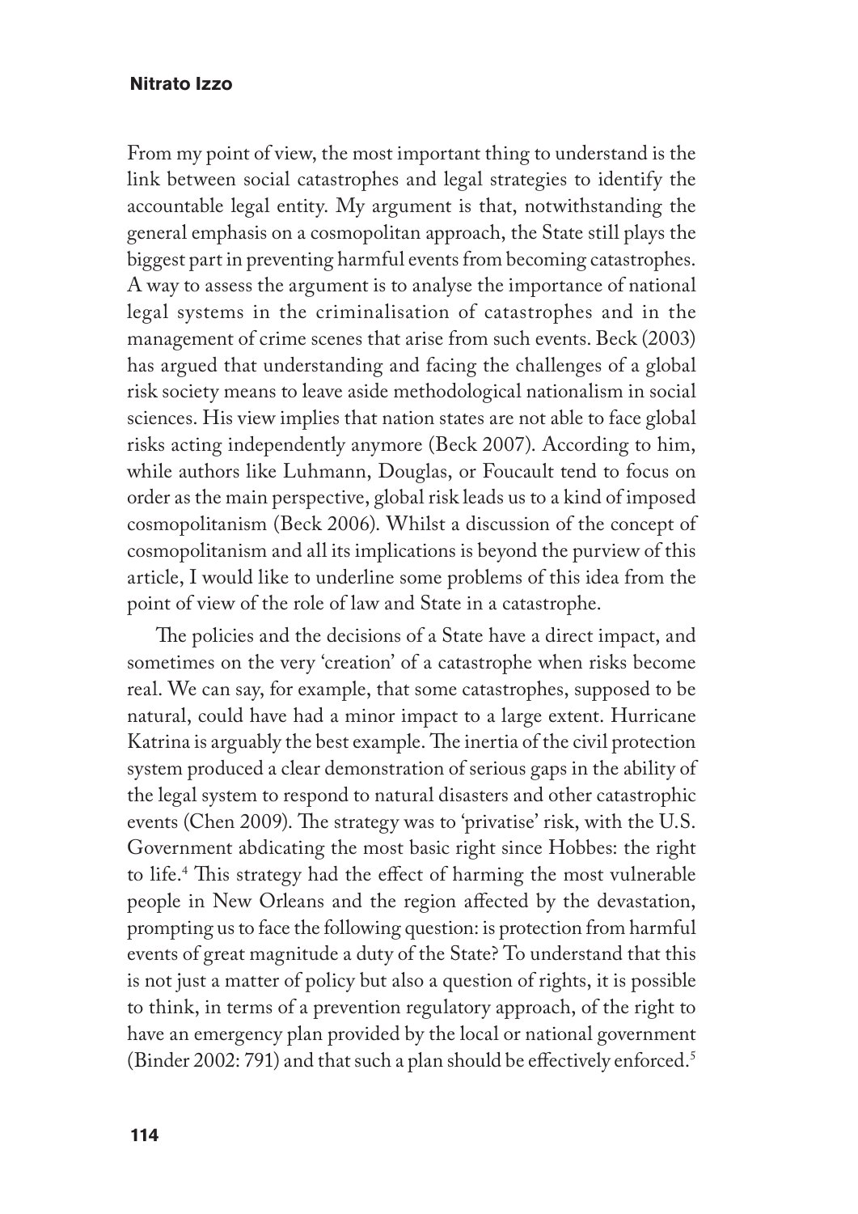From my point of view, the most important thing to understand is the link between social catastrophes and legal strategies to identify the accountable legal entity. My argument is that, notwithstanding the general emphasis on a cosmopolitan approach, the State still plays the biggest part in preventing harmful events from becoming catastrophes. A way to assess the argument is to analyse the importance of national legal systems in the criminalisation of catastrophes and in the management of crime scenes that arise from such events. Beck (2003) has argued that understanding and facing the challenges of a global risk society means to leave aside methodological nationalism in social sciences. His view implies that nation states are not able to face global risks acting independently anymore (Beck 2007). According to him, while authors like Luhmann, Douglas, or Foucault tend to focus on order as the main perspective, global risk leads us to a kind of imposed cosmopolitanism (Beck 2006). Whilst a discussion of the concept of cosmopolitanism and all its implications is beyond the purview of this article, I would like to underline some problems of this idea from the point of view of the role of law and State in a catastrophe.

The policies and the decisions of a State have a direct impact, and sometimes on the very 'creation' of a catastrophe when risks become real. We can say, for example, that some catastrophes, supposed to be natural, could have had a minor impact to a large extent. Hurricane Katrina is arguably the best example. The inertia of the civil protection system produced a clear demonstration of serious gaps in the ability of the legal system to respond to natural disasters and other catastrophic events (Chen 2009). The strategy was to 'privatise' risk, with the U.S. Government abdicating the most basic right since Hobbes: the right to life.[4] This strategy had the effect of harming the most vulnerable people in New Orleans and the region affected by the devastation, prompting us to face the following question: is protection from harmful events of great magnitude a duty of the State? To understand that this is not just a matter of policy but also a question of rights, it is possible to think, in terms of a prevention regulatory approach, of the right to have an emergency plan provided by the local or national government (Binder 2002: 791) and that such a plan should be effectively enforced.[5]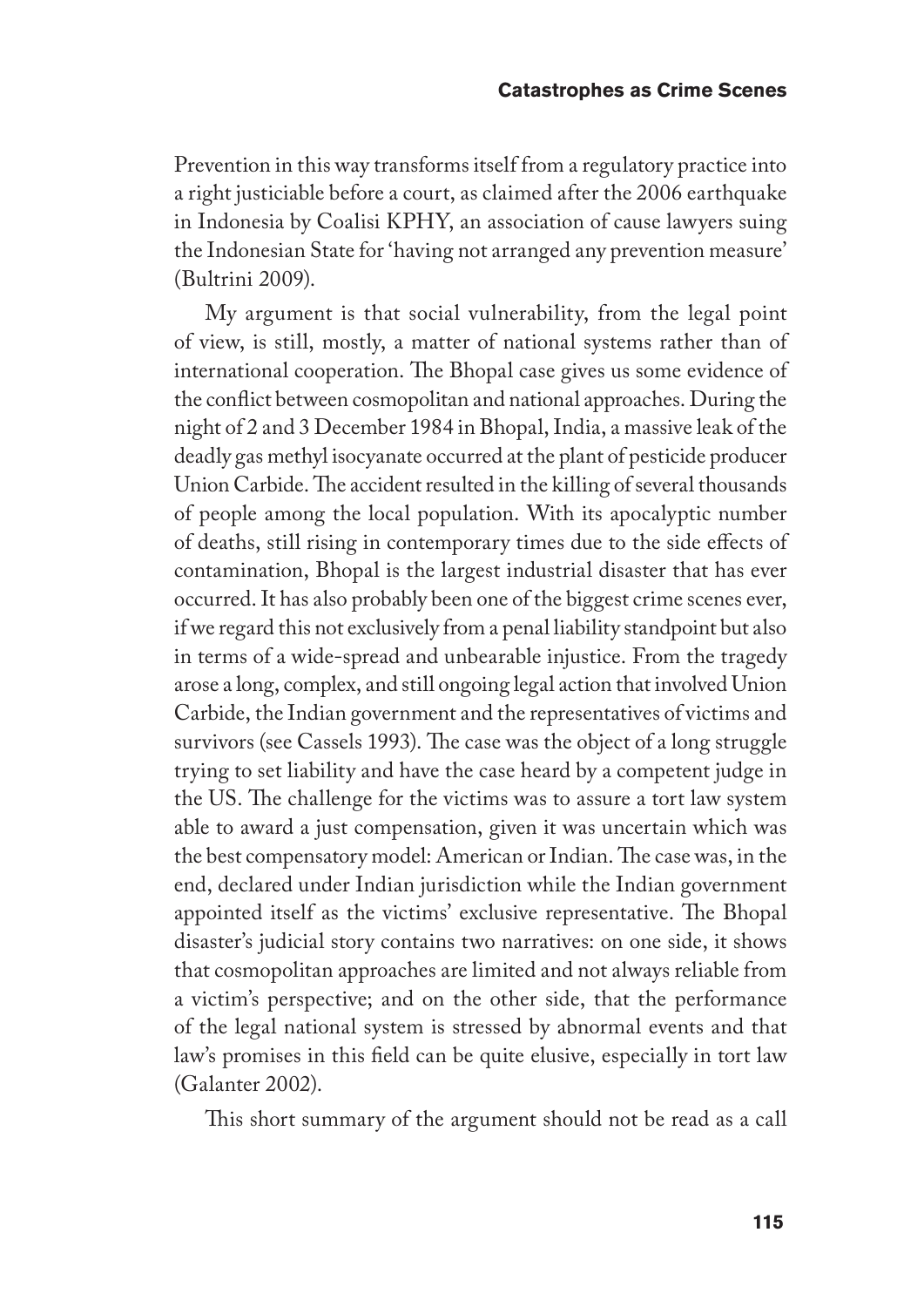Prevention in this way transforms itself from a regulatory practice into a right justiciable before a court, as claimed after the 2006 earthquake in Indonesia by Coalisi KPHY, an association of cause lawyers suing the Indonesian State for 'having not arranged any prevention measure' (Bultrini 2009).

My argument is that social vulnerability, from the legal point of view, is still, mostly, a matter of national systems rather than of international cooperation. The Bhopal case gives us some evidence of the conflict between cosmopolitan and national approaches. During the night of 2 and 3 December 1984 in Bhopal, India, a massive leak of the deadly gas methyl isocyanate occurred at the plant of pesticide producer Union Carbide. The accident resulted in the killing of several thousands of people among the local population. With its apocalyptic number of deaths, still rising in contemporary times due to the side effects of contamination, Bhopal is the largest industrial disaster that has ever occurred. It has also probably been one of the biggest crime scenes ever, if we regard this not exclusively from a penal liability standpoint but also in terms of a wide-spread and unbearable injustice. From the tragedy arose a long, complex, and still ongoing legal action that involved Union Carbide, the Indian government and the representatives of victims and survivors (see Cassels 1993). The case was the object of a long struggle trying to set liability and have the case heard by a competent judge in the US. The challenge for the victims was to assure a tort law system able to award a just compensation, given it was uncertain which was the best compensatory model: American or Indian. The case was, in the end, declared under Indian jurisdiction while the Indian government appointed itself as the victims' exclusive representative. The Bhopal disaster's judicial story contains two narratives: on one side, it shows that cosmopolitan approaches are limited and not always reliable from a victim's perspective; and on the other side, that the performance of the legal national system is stressed by abnormal events and that law's promises in this field can be quite elusive, especially in tort law (Galanter 2002).

This short summary of the argument should not be read as a call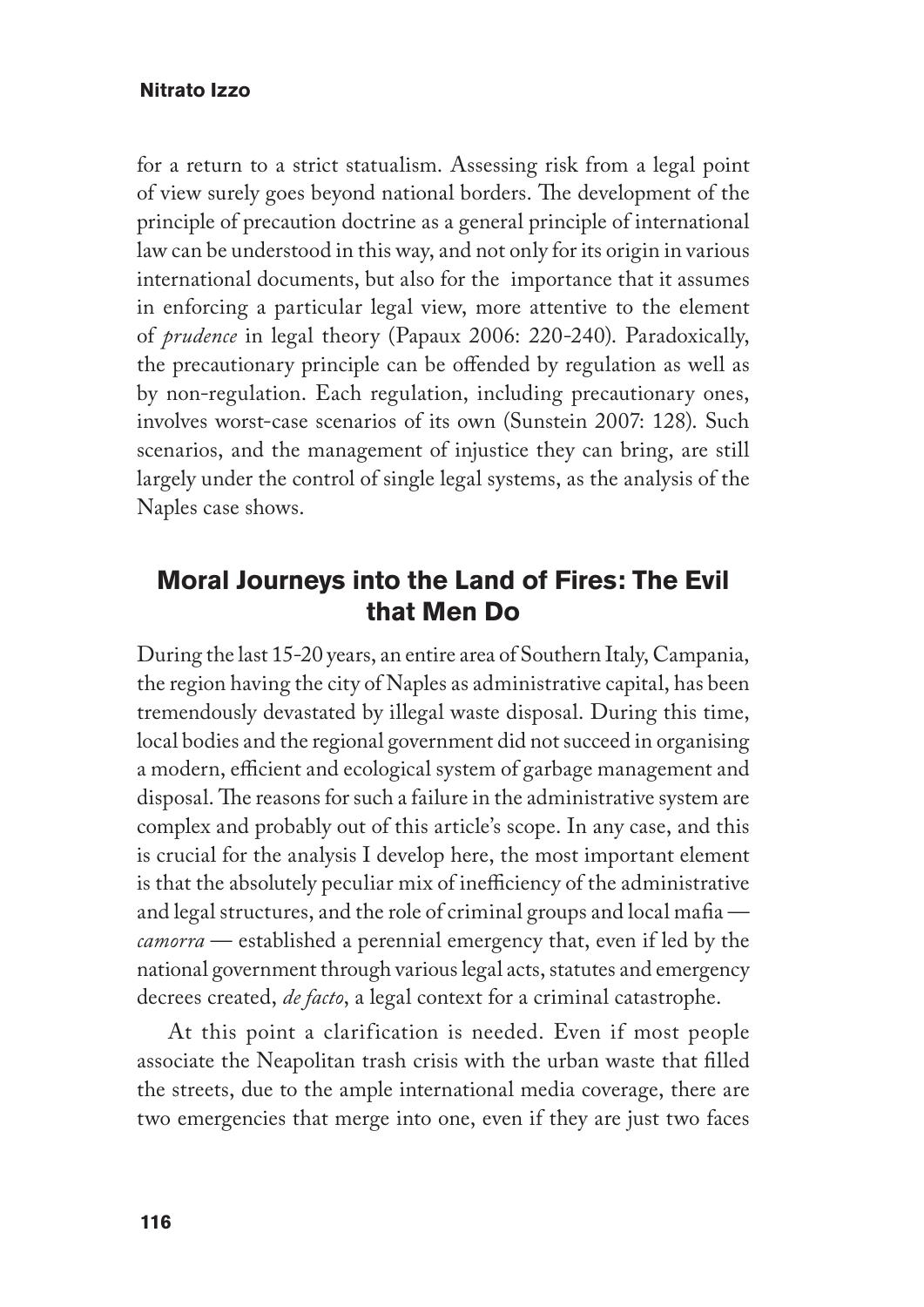for a return to a strict statualism. Assessing risk from a legal point of view surely goes beyond national borders. The development of the principle of precaution doctrine as a general principle of international law can be understood in this way, and not only for its origin in various international documents, but also for the importance that it assumes in enforcing a particular legal view, more attentive to the element of *prudence* in legal theory (Papaux 2006: 220-240). Paradoxically, the precautionary principle can be offended by regulation as well as by non-regulation. Each regulation, including precautionary ones, involves worst-case scenarios of its own (Sunstein 2007: 128). Such scenarios, and the management of injustice they can bring, are still largely under the control of single legal systems, as the analysis of the Naples case shows.

## Moral Journeys into the Land of Fires: The Evil that Men Do

During the last 15-20 years, an entire area of Southern Italy, Campania, the region having the city of Naples as administrative capital, has been tremendously devastated by illegal waste disposal. During this time, local bodies and the regional government did not succeed in organising a modern, efficient and ecological system of garbage management and disposal. The reasons for such a failure in the administrative system are complex and probably out of this article's scope. In any case, and this is crucial for the analysis I develop here, the most important element is that the absolutely peculiar mix of inefficiency of the administrative and legal structures, and the role of criminal groups and local mafia — *camorra* — established a perennial emergency that, even if led by the national government through various legal acts, statutes and emergency decrees created, *de facto*, a legal context for a criminal catastrophe.

At this point a clarification is needed. Even if most people associate the Neapolitan trash crisis with the urban waste that filled the streets, due to the ample international media coverage, there are two emergencies that merge into one, even if they are just two faces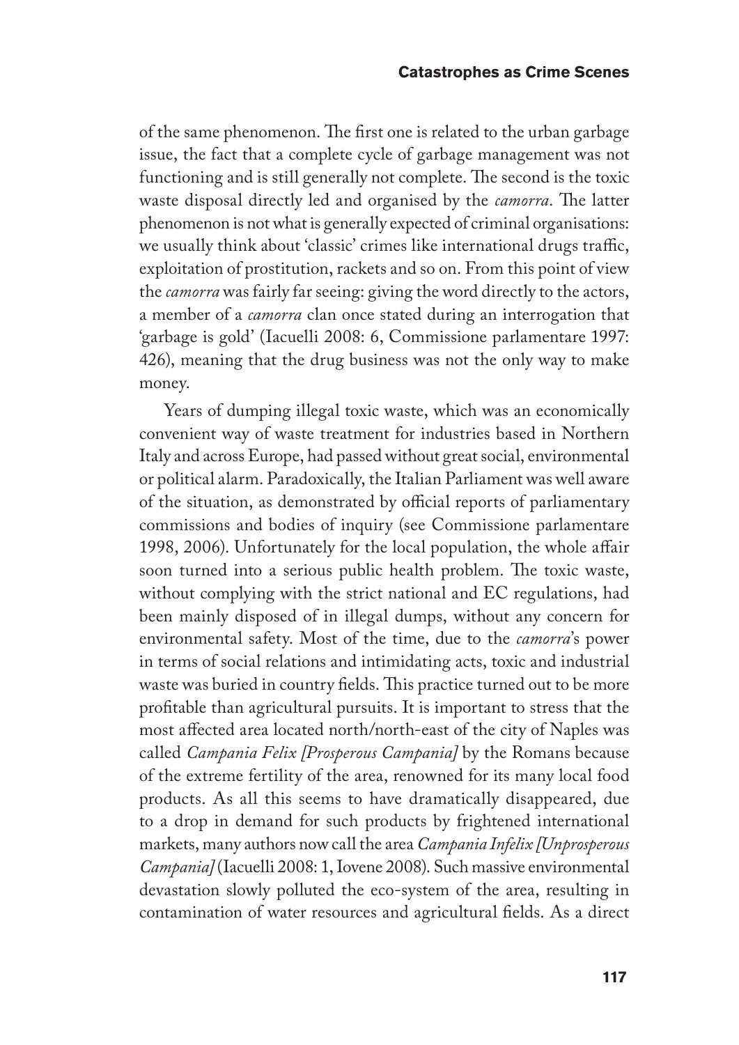of the same phenomenon. The first one is related to the urban garbage issue, the fact that a complete cycle of garbage management was not functioning and is still generally not complete. The second is the toxic waste disposal directly led and organised by the *camorra*. The latter phenomenon is not what is generally expected of criminal organisations: we usually think about 'classic' crimes like international drugs traffic, exploitation of prostitution, rackets and so on. From this point of view the *camorra* was fairly far seeing: giving the word directly to the actors, a member of a *camorra* clan once stated during an interrogation that 'garbage is gold' (Iacuelli 2008: 6, Commissione parlamentare 1997: 426), meaning that the drug business was not the only way to make money.

Years of dumping illegal toxic waste, which was an economically convenient way of waste treatment for industries based in Northern Italy and across Europe, had passed without great social, environmental or political alarm. Paradoxically, the Italian Parliament was well aware of the situation, as demonstrated by official reports of parliamentary commissions and bodies of inquiry (see Commissione parlamentare 1998, 2006). Unfortunately for the local population, the whole affair soon turned into a serious public health problem. The toxic waste, without complying with the strict national and EC regulations, had been mainly disposed of in illegal dumps, without any concern for environmental safety. Most of the time, due to the *camorra*'s power in terms of social relations and intimidating acts, toxic and industrial waste was buried in country fields. This practice turned out to be more profitable than agricultural pursuits. It is important to stress that the most affected area located north/north-east of the city of Naples was called *Campania Felix [Prosperous Campania]* by the Romans because of the extreme fertility of the area, renowned for its many local food products. As all this seems to have dramatically disappeared, due to a drop in demand for such products by frightened international markets, many authors now call the area *Campania Infelix [Unprosperous Campania]* (Iacuelli 2008: 1, Iovene 2008). Such massive environmental devastation slowly polluted the eco-system of the area, resulting in contamination of water resources and agricultural fields. As a direct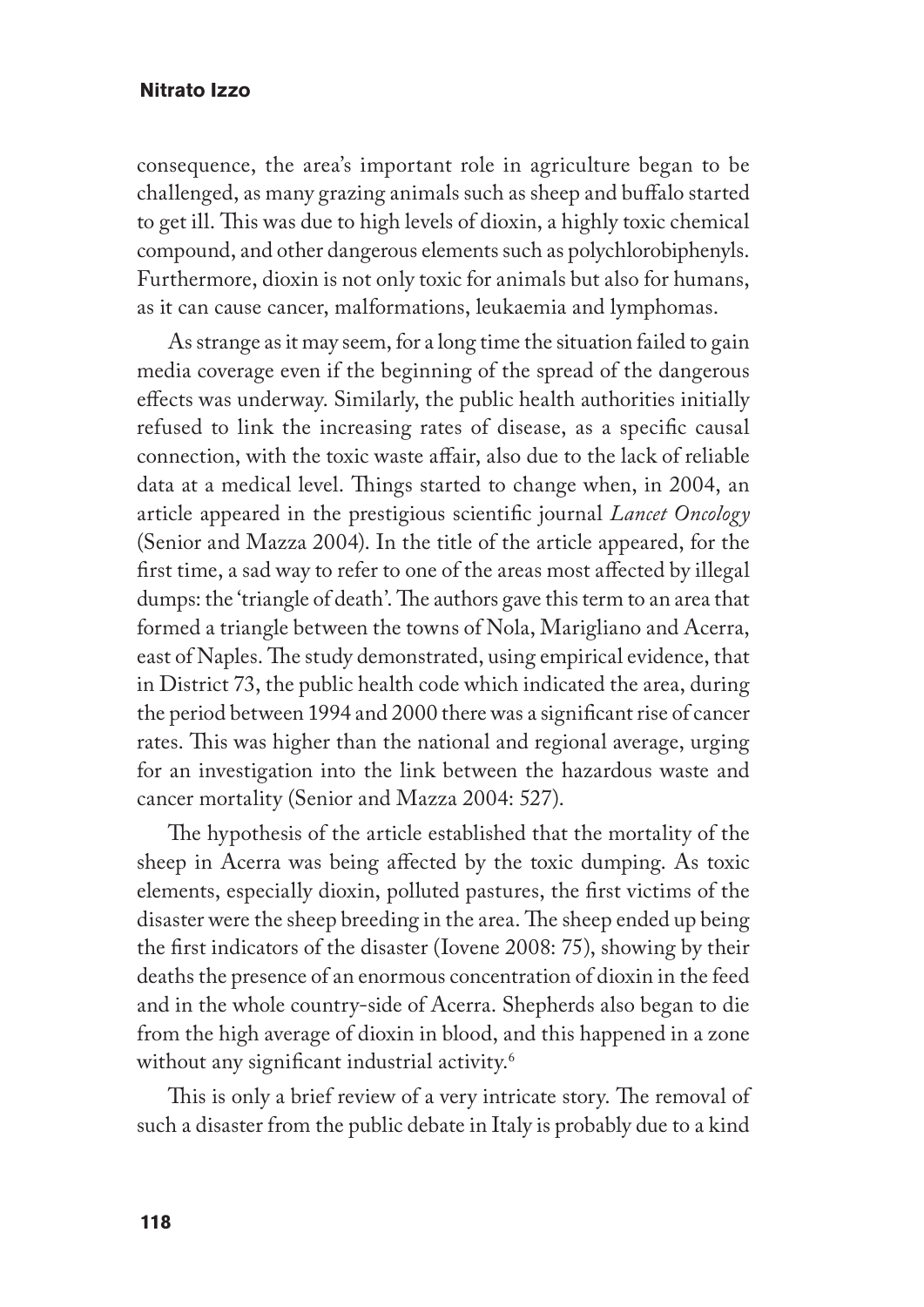consequence, the area's important role in agriculture began to be challenged, as many grazing animals such as sheep and buffalo started to get ill. This was due to high levels of dioxin, a highly toxic chemical compound, and other dangerous elements such as polychlorobiphenyls. Furthermore, dioxin is not only toxic for animals but also for humans, as it can cause cancer, malformations, leukaemia and lymphomas.

As strange as it may seem, for a long time the situation failed to gain media coverage even if the beginning of the spread of the dangerous effects was underway. Similarly, the public health authorities initially refused to link the increasing rates of disease, as a specific causal connection, with the toxic waste affair, also due to the lack of reliable data at a medical level. Things started to change when, in 2004, an article appeared in the prestigious scientific journal *Lancet Oncology* (Senior and Mazza 2004). In the title of the article appeared, for the first time, a sad way to refer to one of the areas most affected by illegal dumps: the 'triangle of death'. The authors gave this term to an area that formed a triangle between the towns of Nola, Marigliano and Acerra, east of Naples. The study demonstrated, using empirical evidence, that in District 73, the public health code which indicated the area, during the period between 1994 and 2000 there was a significant rise of cancer rates. This was higher than the national and regional average, urging for an investigation into the link between the hazardous waste and cancer mortality (Senior and Mazza 2004: 527).

The hypothesis of the article established that the mortality of the sheep in Acerra was being affected by the toxic dumping. As toxic elements, especially dioxin, polluted pastures, the first victims of the disaster were the sheep breeding in the area. The sheep ended up being the first indicators of the disaster (Iovene 2008: 75), showing by their deaths the presence of an enormous concentration of dioxin in the feed and in the whole country-side of Acerra. Shepherds also began to die from the high average of dioxin in blood, and this happened in a zone without any significant industrial activity.[6]

This is only a brief review of a very intricate story. The removal of such a disaster from the public debate in Italy is probably due to a kind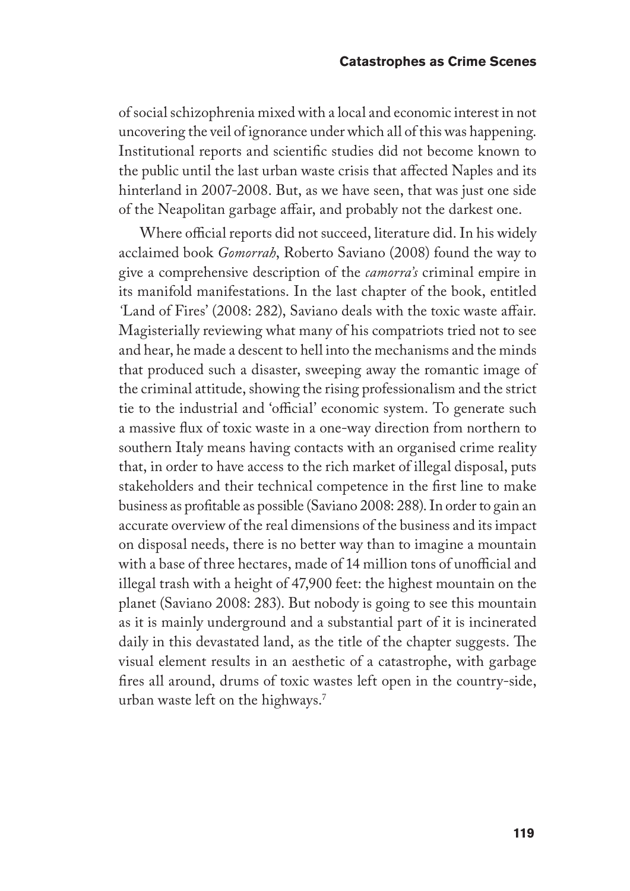of social schizophrenia mixed with a local and economic interest in not uncovering the veil of ignorance under which all of this was happening. Institutional reports and scientific studies did not become known to the public until the last urban waste crisis that affected Naples and its hinterland in 2007-2008. But, as we have seen, that was just one side of the Neapolitan garbage affair, and probably not the darkest one.

Where official reports did not succeed, literature did. In his widely acclaimed book *Gomorrah*, Roberto Saviano (2008) found the way to give a comprehensive description of the *camorra's* criminal empire in its manifold manifestations. In the last chapter of the book, entitled 'Land of Fires' (2008: 282), Saviano deals with the toxic waste affair. Magisterially reviewing what many of his compatriots tried not to see and hear, he made a descent to hell into the mechanisms and the minds that produced such a disaster, sweeping away the romantic image of the criminal attitude, showing the rising professionalism and the strict tie to the industrial and 'official' economic system. To generate such a massive flux of toxic waste in a one-way direction from northern to southern Italy means having contacts with an organised crime reality that, in order to have access to the rich market of illegal disposal, puts stakeholders and their technical competence in the first line to make business as profitable as possible (Saviano 2008: 288). In order to gain an accurate overview of the real dimensions of the business and its impact on disposal needs, there is no better way than to imagine a mountain with a base of three hectares, made of 14 million tons of unofficial and illegal trash with a height of 47,900 feet: the highest mountain on the planet (Saviano 2008: 283). But nobody is going to see this mountain as it is mainly underground and a substantial part of it is incinerated daily in this devastated land, as the title of the chapter suggests. The visual element results in an aesthetic of a catastrophe, with garbage fires all around, drums of toxic wastes left open in the country-side, urban waste left on the highways.[7]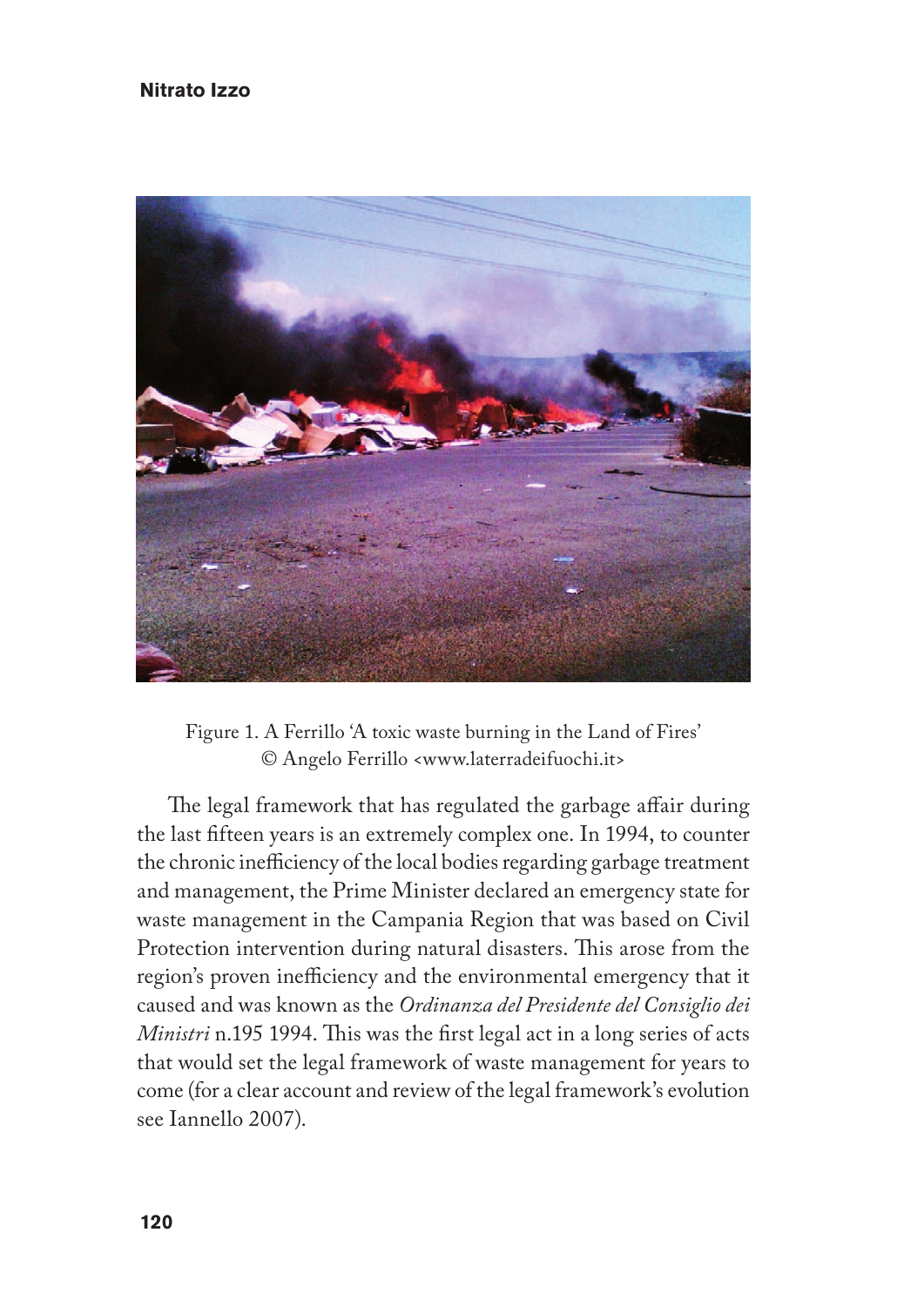Figure 1. A Ferrillo 'A toxic waste burning in the Land of Fires' © Angelo Ferrillo <www.laterradeifuochi.it>

The legal framework that has regulated the garbage affair during the last fifteen years is an extremely complex one. In 1994, to counter the chronic inefficiency of the local bodies regarding garbage treatment and management, the Prime Minister declared an emergency state for waste management in the Campania Region that was based on Civil Protection intervention during natural disasters. This arose from the region's proven inefficiency and the environmental emergency that it caused and was known as the *Ordinanza del Presidente del Consiglio dei Ministri* n.195 1994. This was the first legal act in a long series of acts that would set the legal framework of waste management for years to come (for a clear account and review of the legal framework's evolution see Iannello 2007).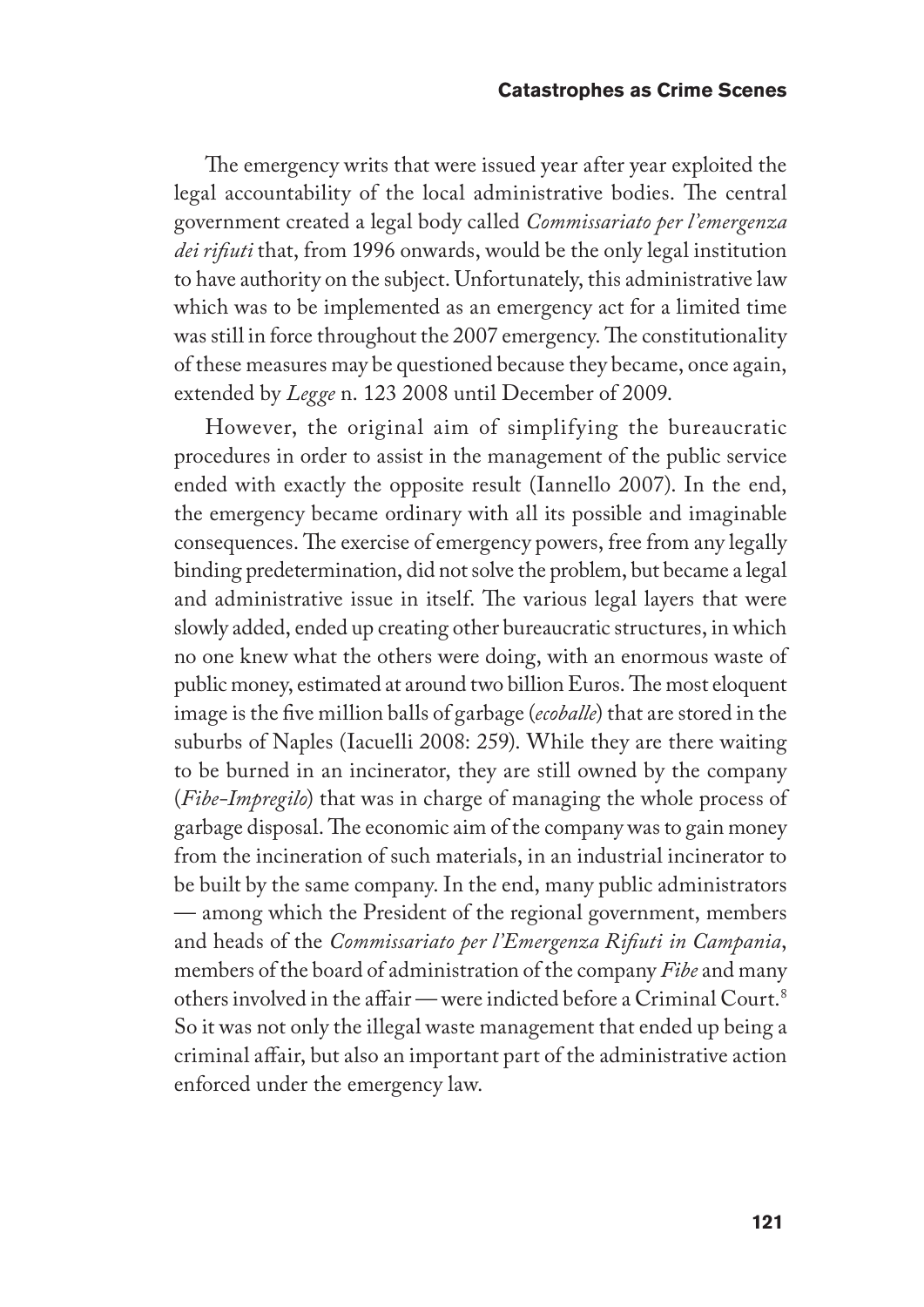The emergency writs that were issued year after year exploited the legal accountability of the local administrative bodies. The central government created a legal body called *Commissariato per l'emergenza dei rifiuti* that, from 1996 onwards, would be the only legal institution to have authority on the subject. Unfortunately, this administrative law which was to be implemented as an emergency act for a limited time was still in force throughout the 2007 emergency. The constitutionality of these measures may be questioned because they became, once again, extended by *Legge* n. 123 2008 until December of 2009.

However, the original aim of simplifying the bureaucratic procedures in order to assist in the management of the public service ended with exactly the opposite result (Iannello 2007). In the end, the emergency became ordinary with all its possible and imaginable consequences. The exercise of emergency powers, free from any legally binding predetermination, did not solve the problem, but became a legal and administrative issue in itself. The various legal layers that were slowly added, ended up creating other bureaucratic structures, in which no one knew what the others were doing, with an enormous waste of public money, estimated at around two billion Euros. The most eloquent image is the five million balls of garbage (*ecoballe*) that are stored in the suburbs of Naples (Iacuelli 2008: 259). While they are there waiting to be burned in an incinerator, they are still owned by the company (*Fibe-Impregilo*) that was in charge of managing the whole process of garbage disposal. The economic aim of the company was to gain money from the incineration of such materials, in an industrial incinerator to be built by the same company. In the end, many public administrators — among which the President of the regional government, members and heads of the *Commissariato per l'Emergenza Rifiuti in Campania*, members of the board of administration of the company *Fibe* and many others involved in the affair — were indicted before a Criminal Court.[8] So it was not only the illegal waste management that ended up being a criminal affair, but also an important part of the administrative action enforced under the emergency law.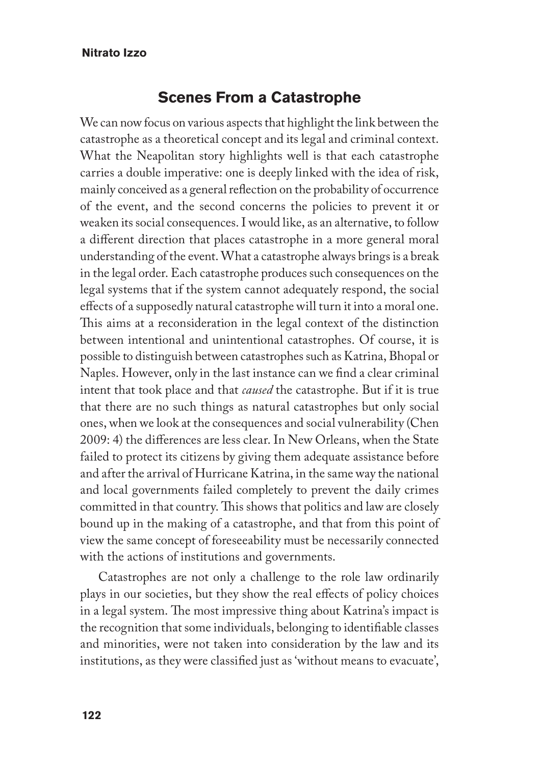## Scenes From a Catastrophe

We can now focus on various aspects that highlight the link between the catastrophe as a theoretical concept and its legal and criminal context. What the Neapolitan story highlights well is that each catastrophe carries a double imperative: one is deeply linked with the idea of risk, mainly conceived as a general reflection on the probability of occurrence of the event, and the second concerns the policies to prevent it or weaken its social consequences. I would like, as an alternative, to follow a different direction that places catastrophe in a more general moral understanding of the event. What a catastrophe always brings is a break in the legal order. Each catastrophe produces such consequences on the legal systems that if the system cannot adequately respond, the social effects of a supposedly natural catastrophe will turn it into a moral one. This aims at a reconsideration in the legal context of the distinction between intentional and unintentional catastrophes. Of course, it is possible to distinguish between catastrophes such as Katrina, Bhopal or Naples. However, only in the last instance can we find a clear criminal intent that took place and that *caused* the catastrophe. But if it is true that there are no such things as natural catastrophes but only social ones, when we look at the consequences and social vulnerability (Chen 2009: 4) the differences are less clear. In New Orleans, when the State failed to protect its citizens by giving them adequate assistance before and after the arrival of Hurricane Katrina, in the same way the national and local governments failed completely to prevent the daily crimes committed in that country. This shows that politics and law are closely bound up in the making of a catastrophe, and that from this point of view the same concept of foreseeability must be necessarily connected with the actions of institutions and governments.

Catastrophes are not only a challenge to the role law ordinarily plays in our societies, but they show the real effects of policy choices in a legal system. The most impressive thing about Katrina's impact is the recognition that some individuals, belonging to identifiable classes and minorities, were not taken into consideration by the law and its institutions, as they were classified just as 'without means to evacuate',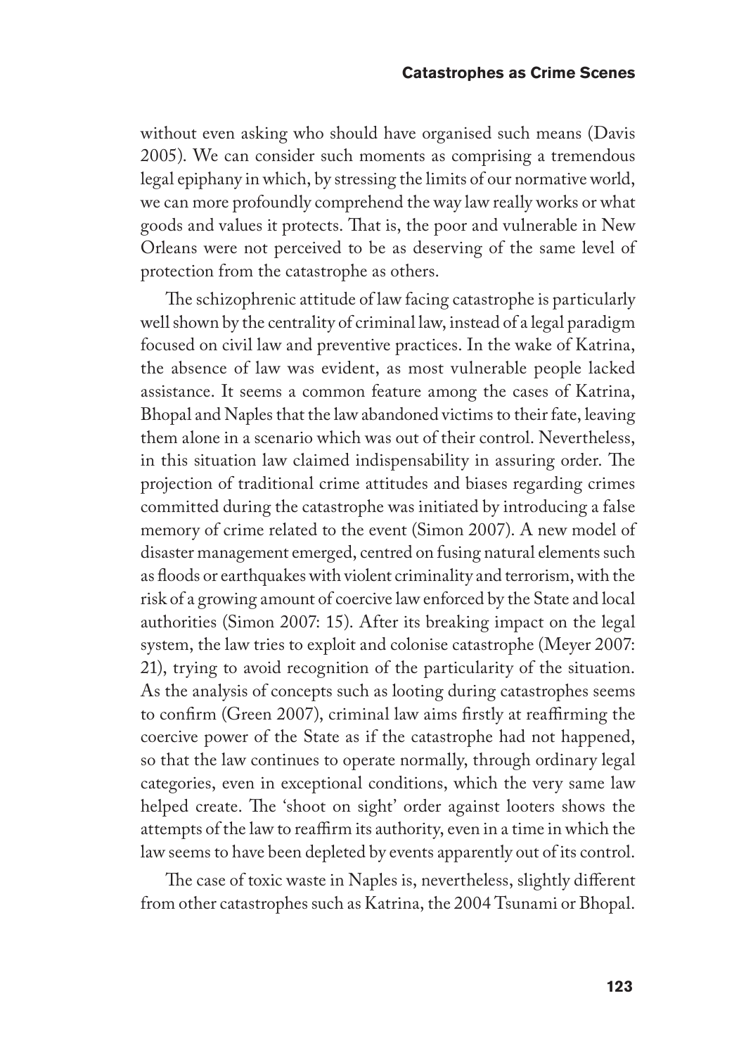without even asking who should have organised such means (Davis 2005). We can consider such moments as comprising a tremendous legal epiphany in which, by stressing the limits of our normative world, we can more profoundly comprehend the way law really works or what goods and values it protects. That is, the poor and vulnerable in New Orleans were not perceived to be as deserving of the same level of protection from the catastrophe as others.

The schizophrenic attitude of law facing catastrophe is particularly well shown by the centrality of criminal law, instead of a legal paradigm focused on civil law and preventive practices. In the wake of Katrina, the absence of law was evident, as most vulnerable people lacked assistance. It seems a common feature among the cases of Katrina, Bhopal and Naples that the law abandoned victims to their fate, leaving them alone in a scenario which was out of their control. Nevertheless, in this situation law claimed indispensability in assuring order. The projection of traditional crime attitudes and biases regarding crimes committed during the catastrophe was initiated by introducing a false memory of crime related to the event (Simon 2007). A new model of disaster management emerged, centred on fusing natural elements such as floods or earthquakes with violent criminality and terrorism, with the risk of a growing amount of coercive law enforced by the State and local authorities (Simon 2007: 15). After its breaking impact on the legal system, the law tries to exploit and colonise catastrophe (Meyer 2007: 21), trying to avoid recognition of the particularity of the situation. As the analysis of concepts such as looting during catastrophes seems to confirm (Green 2007), criminal law aims firstly at reaffirming the coercive power of the State as if the catastrophe had not happened, so that the law continues to operate normally, through ordinary legal categories, even in exceptional conditions, which the very same law helped create. The 'shoot on sight' order against looters shows the attempts of the law to reaffirm its authority, even in a time in which the law seems to have been depleted by events apparently out of its control.

The case of toxic waste in Naples is, nevertheless, slightly different from other catastrophes such as Katrina, the 2004 Tsunami or Bhopal.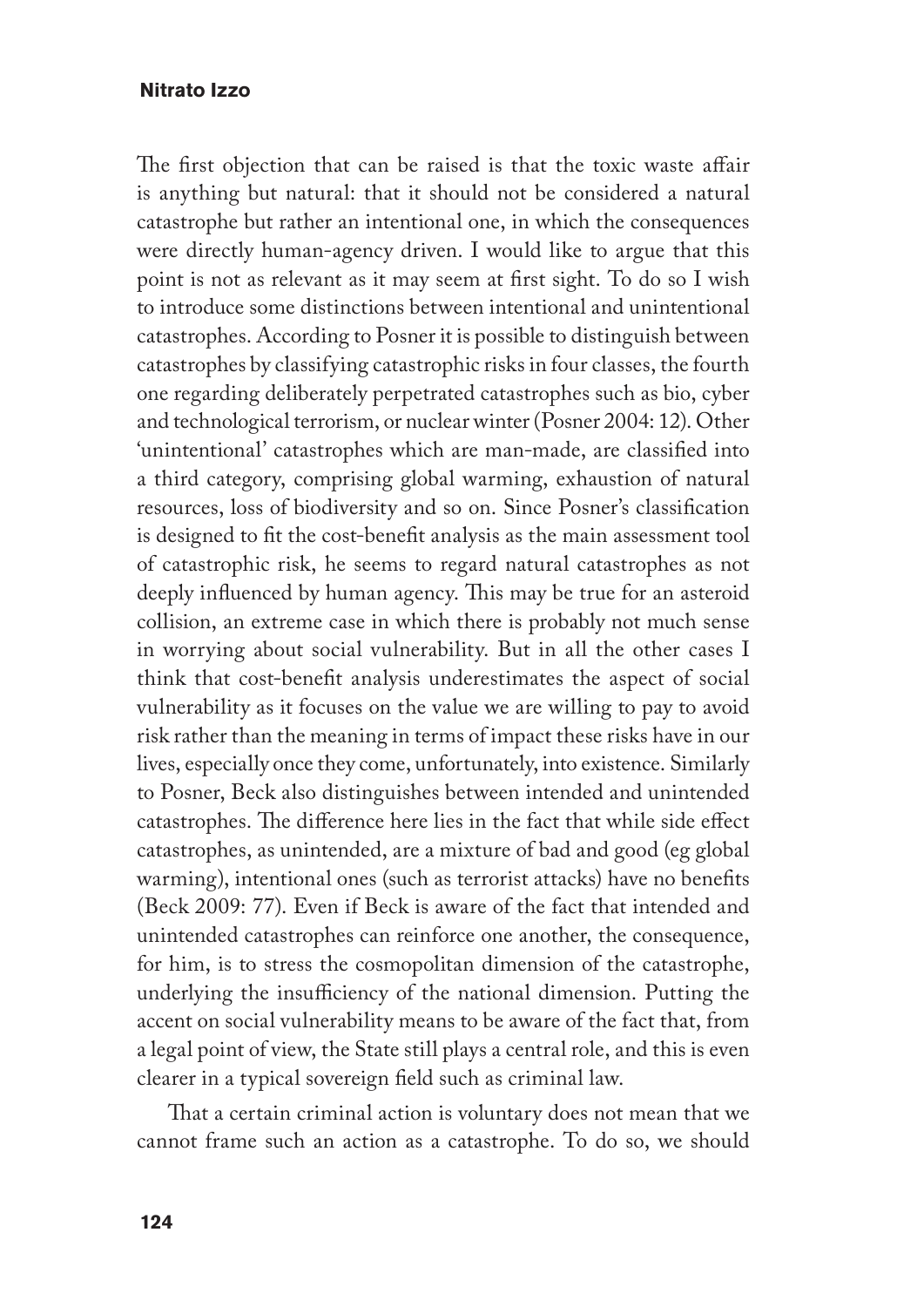The first objection that can be raised is that the toxic waste affair is anything but natural: that it should not be considered a natural catastrophe but rather an intentional one, in which the consequences were directly human-agency driven. I would like to argue that this point is not as relevant as it may seem at first sight. To do so I wish to introduce some distinctions between intentional and unintentional catastrophes. According to Posner it is possible to distinguish between catastrophes by classifying catastrophic risks in four classes, the fourth one regarding deliberately perpetrated catastrophes such as bio, cyber and technological terrorism, or nuclear winter (Posner 2004: 12). Other 'unintentional' catastrophes which are man-made, are classified into a third category, comprising global warming, exhaustion of natural resources, loss of biodiversity and so on. Since Posner's classification is designed to fit the cost-benefit analysis as the main assessment tool of catastrophic risk, he seems to regard natural catastrophes as not deeply influenced by human agency. This may be true for an asteroid collision, an extreme case in which there is probably not much sense in worrying about social vulnerability. But in all the other cases I think that cost-benefit analysis underestimates the aspect of social vulnerability as it focuses on the value we are willing to pay to avoid risk rather than the meaning in terms of impact these risks have in our lives, especially once they come, unfortunately, into existence. Similarly to Posner, Beck also distinguishes between intended and unintended catastrophes. The difference here lies in the fact that while side effect catastrophes, as unintended, are a mixture of bad and good (eg global warming), intentional ones (such as terrorist attacks) have no benefits (Beck 2009: 77). Even if Beck is aware of the fact that intended and unintended catastrophes can reinforce one another, the consequence, for him, is to stress the cosmopolitan dimension of the catastrophe, underlying the insufficiency of the national dimension. Putting the accent on social vulnerability means to be aware of the fact that, from a legal point of view, the State still plays a central role, and this is even clearer in a typical sovereign field such as criminal law.

That a certain criminal action is voluntary does not mean that we cannot frame such an action as a catastrophe. To do so, we should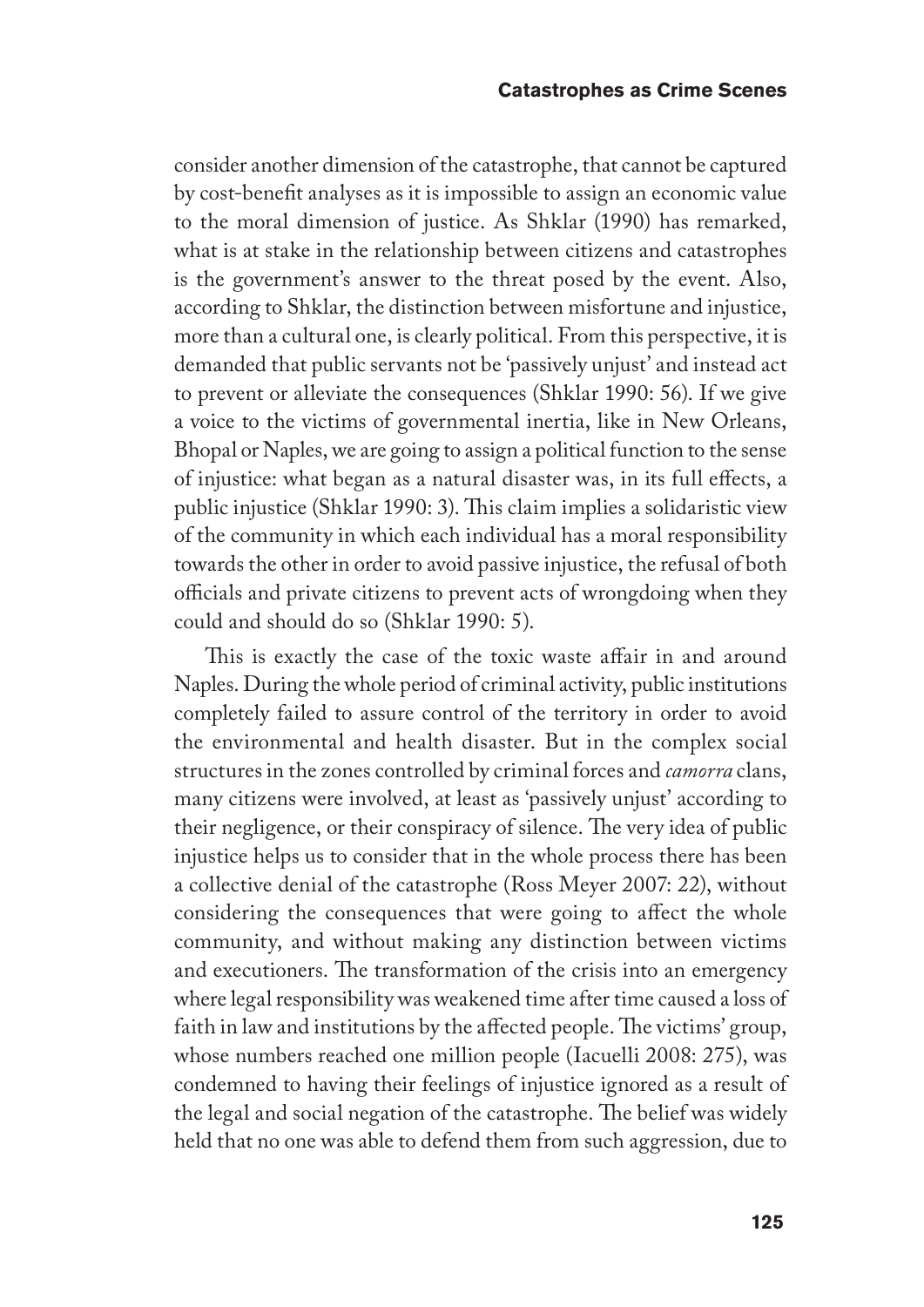consider another dimension of the catastrophe, that cannot be captured by cost-benefit analyses as it is impossible to assign an economic value to the moral dimension of justice. As Shklar (1990) has remarked, what is at stake in the relationship between citizens and catastrophes is the government's answer to the threat posed by the event. Also, according to Shklar, the distinction between misfortune and injustice, more than a cultural one, is clearly political. From this perspective, it is demanded that public servants not be 'passively unjust' and instead act to prevent or alleviate the consequences (Shklar 1990: 56). If we give a voice to the victims of governmental inertia, like in New Orleans, Bhopal or Naples, we are going to assign a political function to the sense of injustice: what began as a natural disaster was, in its full effects, a public injustice (Shklar 1990: 3). This claim implies a solidaristic view of the community in which each individual has a moral responsibility towards the other in order to avoid passive injustice, the refusal of both officials and private citizens to prevent acts of wrongdoing when they could and should do so (Shklar 1990: 5).

This is exactly the case of the toxic waste affair in and around Naples. During the whole period of criminal activity, public institutions completely failed to assure control of the territory in order to avoid the environmental and health disaster. But in the complex social structures in the zones controlled by criminal forces and *camorra* clans, many citizens were involved, at least as 'passively unjust' according to their negligence, or their conspiracy of silence. The very idea of public injustice helps us to consider that in the whole process there has been a collective denial of the catastrophe (Ross Meyer 2007: 22), without considering the consequences that were going to affect the whole community, and without making any distinction between victims and executioners. The transformation of the crisis into an emergency where legal responsibility was weakened time after time caused a loss of faith in law and institutions by the affected people. The victims' group, whose numbers reached one million people (Iacuelli 2008: 275), was condemned to having their feelings of injustice ignored as a result of the legal and social negation of the catastrophe. The belief was widely held that no one was able to defend them from such aggression, due to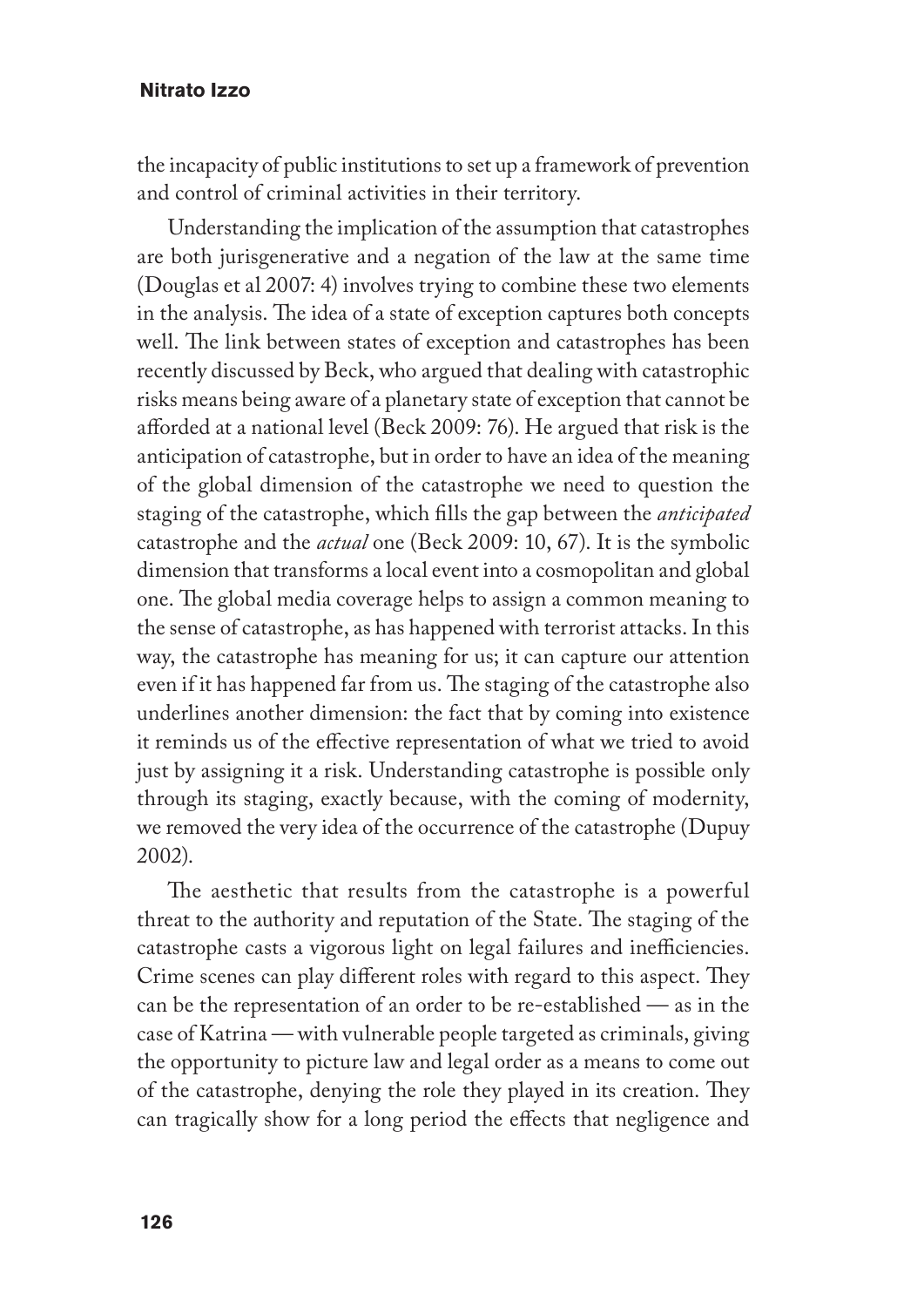the incapacity of public institutions to set up a framework of prevention and control of criminal activities in their territory.

Understanding the implication of the assumption that catastrophes are both jurisgenerative and a negation of the law at the same time (Douglas et al 2007: 4) involves trying to combine these two elements in the analysis. The idea of a state of exception captures both concepts well. The link between states of exception and catastrophes has been recently discussed by Beck, who argued that dealing with catastrophic risks means being aware of a planetary state of exception that cannot be afforded at a national level (Beck 2009: 76). He argued that risk is the anticipation of catastrophe, but in order to have an idea of the meaning of the global dimension of the catastrophe we need to question the staging of the catastrophe, which fills the gap between the *anticipated* catastrophe and the *actual* one (Beck 2009: 10, 67). It is the symbolic dimension that transforms a local event into a cosmopolitan and global one. The global media coverage helps to assign a common meaning to the sense of catastrophe, as has happened with terrorist attacks. In this way, the catastrophe has meaning for us; it can capture our attention even if it has happened far from us. The staging of the catastrophe also underlines another dimension: the fact that by coming into existence it reminds us of the effective representation of what we tried to avoid just by assigning it a risk. Understanding catastrophe is possible only through its staging, exactly because, with the coming of modernity, we removed the very idea of the occurrence of the catastrophe (Dupuy 2002).

The aesthetic that results from the catastrophe is a powerful threat to the authority and reputation of the State. The staging of the catastrophe casts a vigorous light on legal failures and inefficiencies. Crime scenes can play different roles with regard to this aspect. They can be the representation of an order to be re-established — as in the case of Katrina — with vulnerable people targeted as criminals, giving the opportunity to picture law and legal order as a means to come out of the catastrophe, denying the role they played in its creation. They can tragically show for a long period the effects that negligence and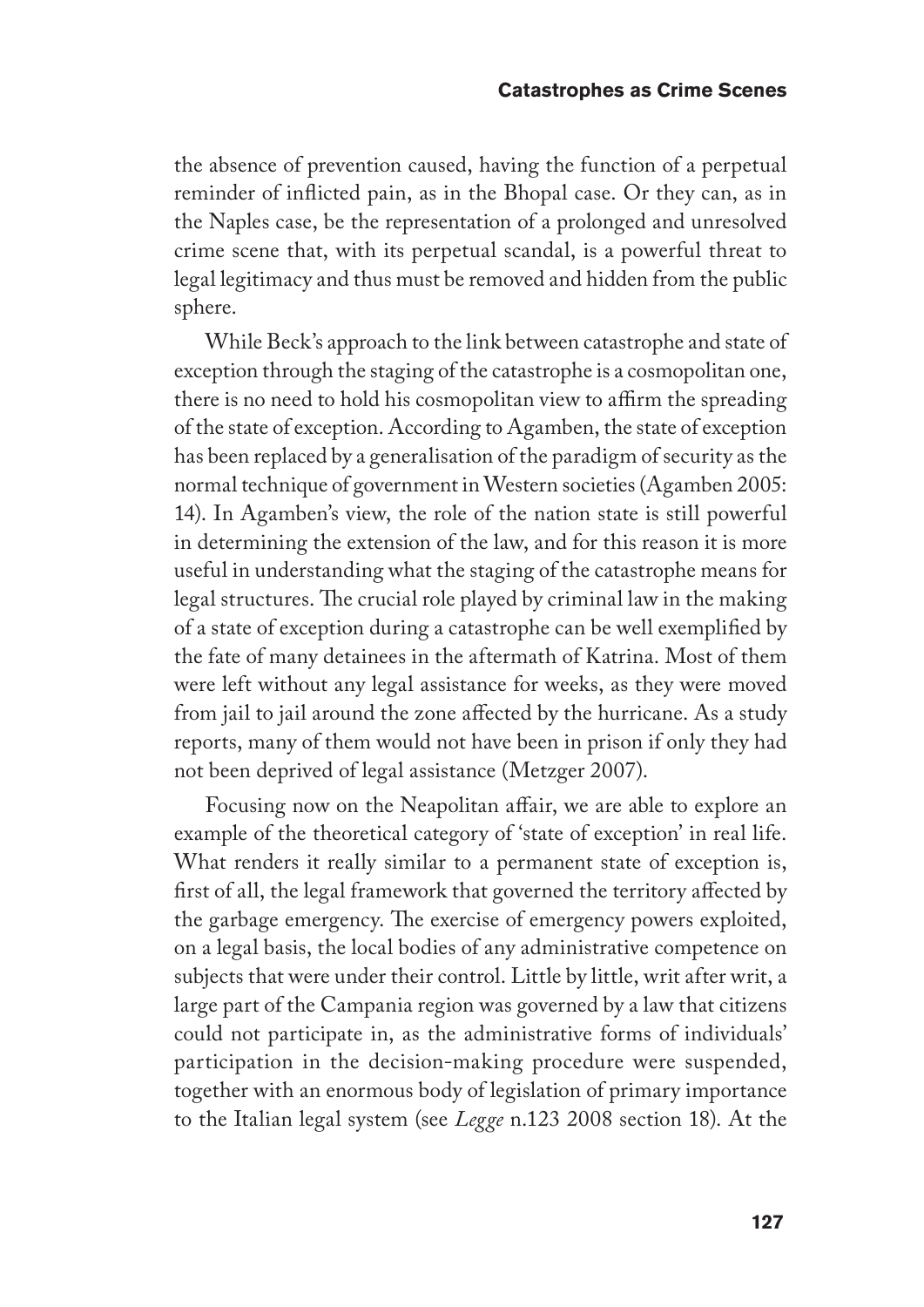the absence of prevention caused, having the function of a perpetual reminder of inflicted pain, as in the Bhopal case. Or they can, as in the Naples case, be the representation of a prolonged and unresolved crime scene that, with its perpetual scandal, is a powerful threat to legal legitimacy and thus must be removed and hidden from the public sphere.

While Beck's approach to the link between catastrophe and state of exception through the staging of the catastrophe is a cosmopolitan one, there is no need to hold his cosmopolitan view to affirm the spreading of the state of exception. According to Agamben, the state of exception has been replaced by a generalisation of the paradigm of security as the normal technique of government in Western societies (Agamben 2005: 14). In Agamben's view, the role of the nation state is still powerful in determining the extension of the law, and for this reason it is more useful in understanding what the staging of the catastrophe means for legal structures. The crucial role played by criminal law in the making of a state of exception during a catastrophe can be well exemplified by the fate of many detainees in the aftermath of Katrina. Most of them were left without any legal assistance for weeks, as they were moved from jail to jail around the zone affected by the hurricane. As a study reports, many of them would not have been in prison if only they had not been deprived of legal assistance (Metzger 2007).

Focusing now on the Neapolitan affair, we are able to explore an example of the theoretical category of 'state of exception' in real life. What renders it really similar to a permanent state of exception is, first of all, the legal framework that governed the territory affected by the garbage emergency. The exercise of emergency powers exploited, on a legal basis, the local bodies of any administrative competence on subjects that were under their control. Little by little, writ after writ, a large part of the Campania region was governed by a law that citizens could not participate in, as the administrative forms of individuals' participation in the decision-making procedure were suspended, together with an enormous body of legislation of primary importance to the Italian legal system (see *Legge* n.123 2008 section 18). At the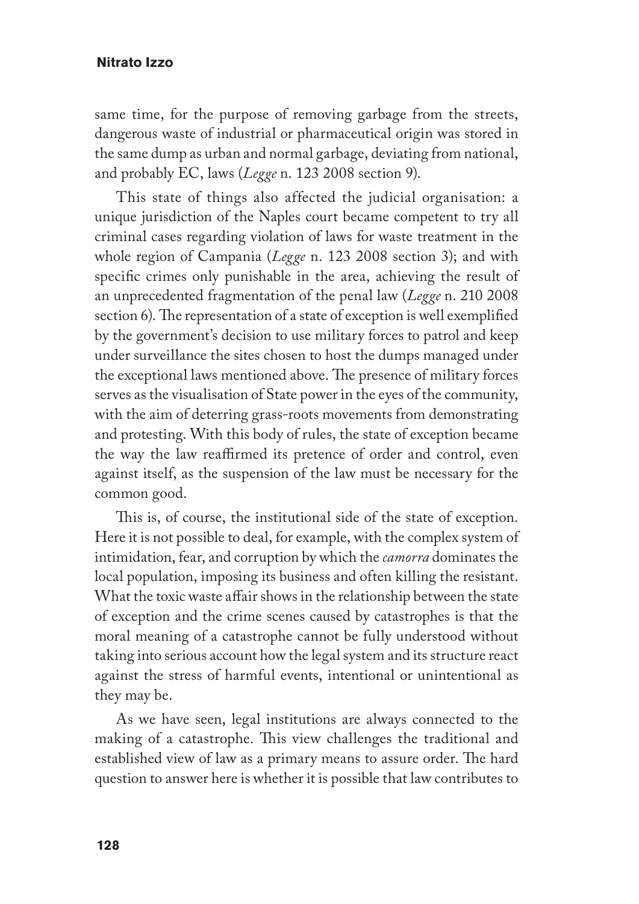same time, for the purpose of removing garbage from the streets, dangerous waste of industrial or pharmaceutical origin was stored in the same dump as urban and normal garbage, deviating from national, and probably EC, laws (*Legge* n. 123 2008 section 9).

This state of things also affected the judicial organisation: a unique jurisdiction of the Naples court became competent to try all criminal cases regarding violation of laws for waste treatment in the whole region of Campania (*Legge* n. 123 2008 section 3); and with specific crimes only punishable in the area, achieving the result of an unprecedented fragmentation of the penal law (*Legge* n. 210 2008 section 6). The representation of a state of exception is well exemplified by the government's decision to use military forces to patrol and keep under surveillance the sites chosen to host the dumps managed under the exceptional laws mentioned above. The presence of military forces serves as the visualisation of State power in the eyes of the community, with the aim of deterring grass-roots movements from demonstrating and protesting. With this body of rules, the state of exception became the way the law reaffirmed its pretence of order and control, even against itself, as the suspension of the law must be necessary for the common good.

This is, of course, the institutional side of the state of exception. Here it is not possible to deal, for example, with the complex system of intimidation, fear, and corruption by which the *camorra* dominates the local population, imposing its business and often killing the resistant. What the toxic waste affair shows in the relationship between the state of exception and the crime scenes caused by catastrophes is that the moral meaning of a catastrophe cannot be fully understood without taking into serious account how the legal system and its structure react against the stress of harmful events, intentional or unintentional as they may be.

As we have seen, legal institutions are always connected to the making of a catastrophe. This view challenges the traditional and established view of law as a primary means to assure order. The hard question to answer here is whether it is possible that law contributes to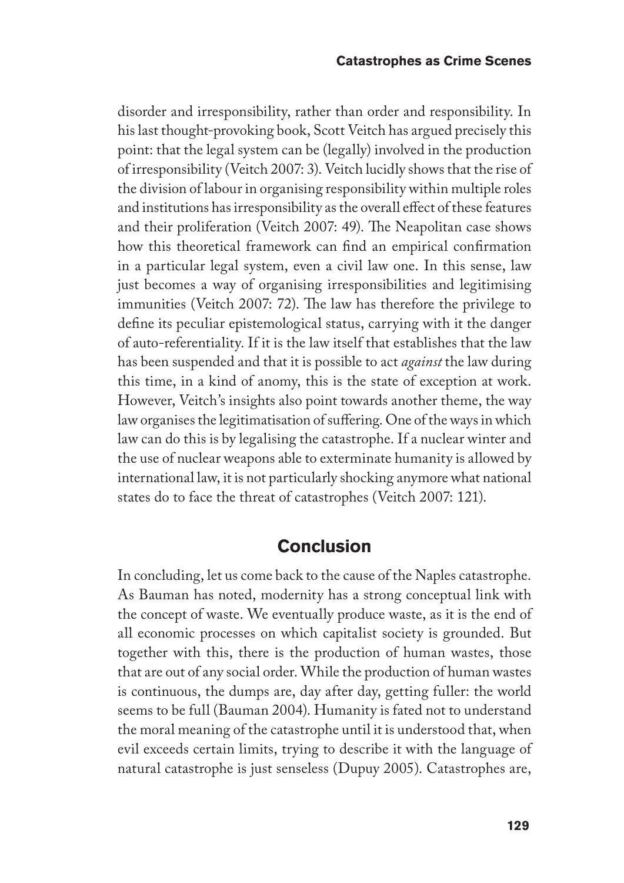disorder and irresponsibility, rather than order and responsibility. In his last thought-provoking book, Scott Veitch has argued precisely this point: that the legal system can be (legally) involved in the production of irresponsibility (Veitch 2007: 3). Veitch lucidly shows that the rise of the division of labour in organising responsibility within multiple roles and institutions has irresponsibility as the overall effect of these features and their proliferation (Veitch 2007: 49). The Neapolitan case shows how this theoretical framework can find an empirical confirmation in a particular legal system, even a civil law one. In this sense, law just becomes a way of organising irresponsibilities and legitimising immunities (Veitch 2007: 72). The law has therefore the privilege to define its peculiar epistemological status, carrying with it the danger of auto-referentiality. If it is the law itself that establishes that the law has been suspended and that it is possible to act *against* the law during this time, in a kind of anomy, this is the state of exception at work. However, Veitch's insights also point towards another theme, the way law organises the legitimatisation of suffering. One of the ways in which law can do this is by legalising the catastrophe. If a nuclear winter and the use of nuclear weapons able to exterminate humanity is allowed by international law, it is not particularly shocking anymore what national states do to face the threat of catastrophes (Veitch 2007: 121).

## Conclusion

In concluding, let us come back to the cause of the Naples catastrophe. As Bauman has noted, modernity has a strong conceptual link with the concept of waste. We eventually produce waste, as it is the end of all economic processes on which capitalist society is grounded. But together with this, there is the production of human wastes, those that are out of any social order. While the production of human wastes is continuous, the dumps are, day after day, getting fuller: the world seems to be full (Bauman 2004). Humanity is fated not to understand the moral meaning of the catastrophe until it is understood that, when evil exceeds certain limits, trying to describe it with the language of natural catastrophe is just senseless (Dupuy 2005). Catastrophes are,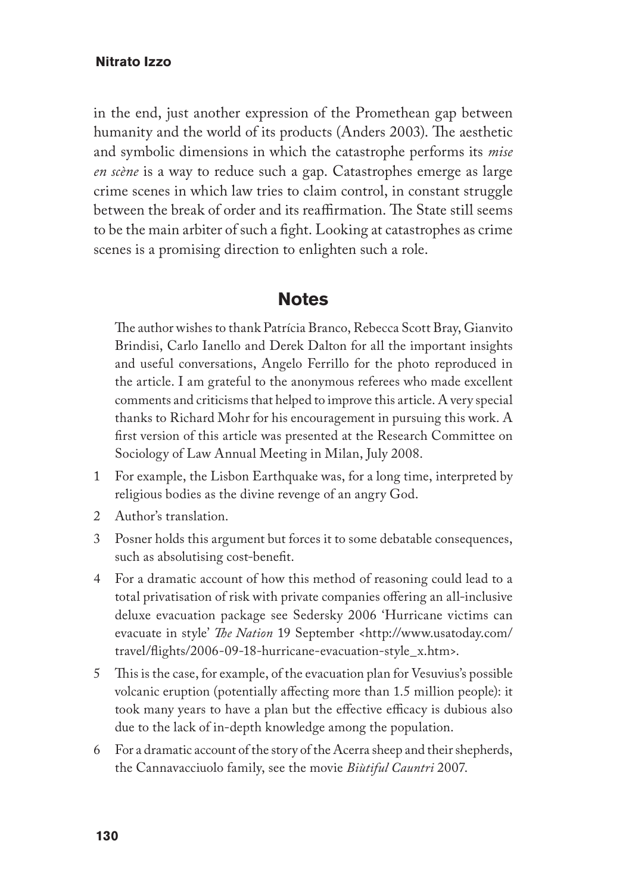in the end, just another expression of the Promethean gap between humanity and the world of its products (Anders 2003). The aesthetic and symbolic dimensions in which the catastrophe performs its *mise en scène* is a way to reduce such a gap. Catastrophes emerge as large crime scenes in which law tries to claim control, in constant struggle between the break of order and its reaffirmation. The State still seems to be the main arbiter of such a fight. Looking at catastrophes as crime scenes is a promising direction to enlighten such a role.

## Notes

The author wishes to thank Patrícia Branco, Rebecca Scott Bray, Gianvito Brindisi, Carlo Ianello and Derek Dalton for all the important insights and useful conversations, Angelo Ferrillo for the photo reproduced in the article. I am grateful to the anonymous referees who made excellent comments and criticisms that helped to improve this article. A very special thanks to Richard Mohr for his encouragement in pursuing this work. A first version of this article was presented at the Research Committee on Sociology of Law Annual Meeting in Milan, July 2008.

1. For example, the Lisbon Earthquake was, for a long time, interpreted by religious bodies as the divine revenge of an angry God.
2. Author's translation.
3. Posner holds this argument but forces it to some debatable consequences, such as absolutising cost-benefit.
4. For a dramatic account of how this method of reasoning could lead to a total privatisation of risk with private companies offering an all-inclusive deluxe evacuation package see Sedersky 2006 'Hurricane victims can evacuate in style' *The Nation* 19 September <http://www.usatoday.com/travel/flights/2006-09-18-hurricane-evacuation-style_x.htm>.
5. This is the case, for example, of the evacuation plan for Vesuvius's possible volcanic eruption (potentially affecting more than 1.5 million people): it took many years to have a plan but the effective efficacy is dubious also due to the lack of in-depth knowledge among the population.
6. For a dramatic account of the story of the Acerra sheep and their shepherds, the Cannavacciuolo family, see the movie *Biùtiful Cauntri* 2007.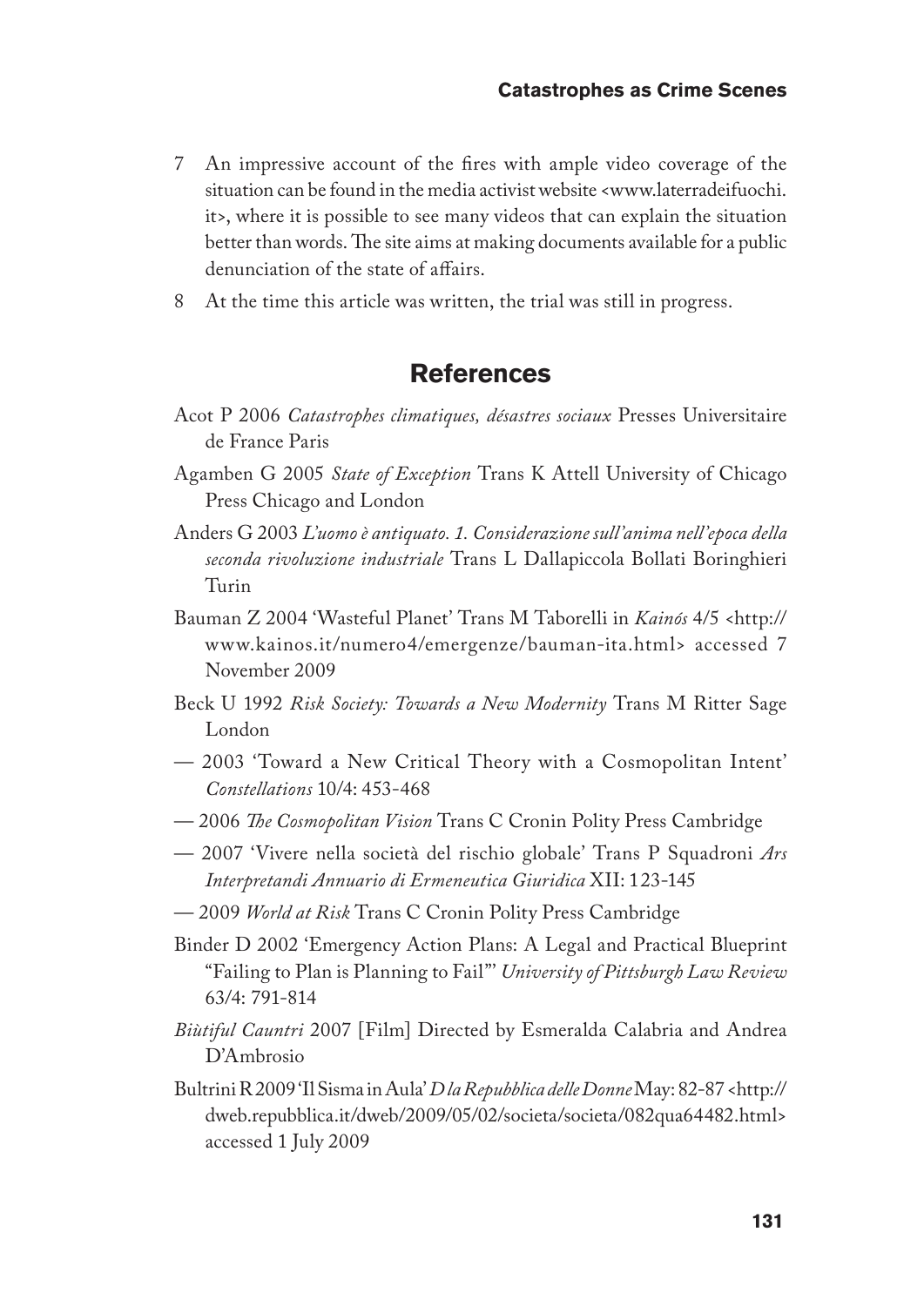7 An impressive account of the fires with ample video coverage of the situation can be found in the media activist website <www.laterradeifuochi.it>, where it is possible to see many videos that can explain the situation better than words. The site aims at making documents available for a public denunciation of the state of affairs.

8 At the time this article was written, the trial was still in progress.

## References

Acot P 2006 *Catastrophes climatiques, désastres sociaux* Presses Universitaire de France Paris

Agamben G 2005 *State of Exception* Trans K Attell University of Chicago Press Chicago and London

Anders G 2003 *L'uomo è antiquato. 1. Considerazione sull'anima nell'epoca della seconda rivoluzione industriale* Trans L Dallapiccola Bollati Boringhieri Turin

Bauman Z 2004 'Wasteful Planet' Trans M Taborelli in *Kainós* 4/5 <http://www.kainos.it/numero4/emergenze/bauman-ita.html> accessed 7 November 2009

Beck U 1992 *Risk Society: Towards a New Modernity* Trans M Ritter Sage London

— 2003 'Toward a New Critical Theory with a Cosmopolitan Intent' *Constellations* 10/4: 453-468

— 2006 *The Cosmopolitan Vision* Trans C Cronin Polity Press Cambridge

— 2007 'Vivere nella società del rischio globale' Trans P Squadroni *Ars Interpretandi Annuario di Ermeneutica Giuridica* XII: 123-145

— 2009 *World at Risk* Trans C Cronin Polity Press Cambridge

Binder D 2002 'Emergency Action Plans: A Legal and Practical Blueprint "Failing to Plan is Planning to Fail"' *University of Pittsburgh Law Review* 63/4: 791-814

*Biùtiful Cauntri* 2007 [Film] Directed by Esmeralda Calabria and Andrea D'Ambrosio

Bultrini R 2009 'Il Sisma in Aula' *D la Repubblica delle Donne* May: 82-87 <http://dweb.repubblica.it/dweb/2009/05/02/societa/societa/082qua64482.html> accessed 1 July 2009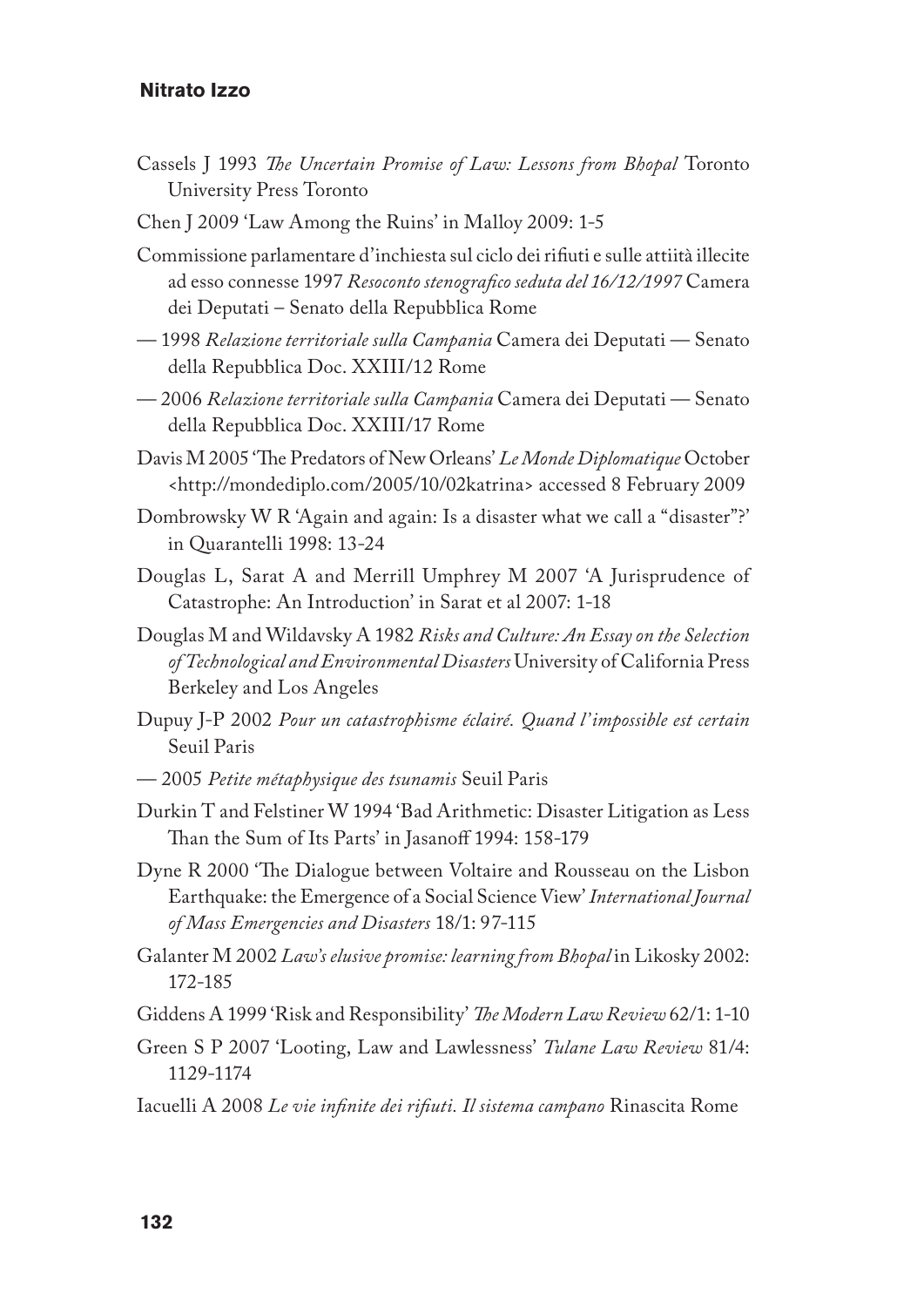Cassels J 1993 *The Uncertain Promise of Law: Lessons from Bhopal* Toronto University Press Toronto

Chen J 2009 'Law Among the Ruins' in Malloy 2009: 1-5

Commissione parlamentare d'inchiesta sul ciclo dei rifiuti e sulle attiità illecite ad esso connesse 1997 *Resoconto stenografico seduta del 16/12/1997* Camera dei Deputati – Senato della Repubblica Rome

— 1998 *Relazione territoriale sulla Campania* Camera dei Deputati — Senato della Repubblica Doc. XXIII/12 Rome

— 2006 *Relazione territoriale sulla Campania* Camera dei Deputati — Senato della Repubblica Doc. XXIII/17 Rome

Davis M 2005 'The Predators of New Orleans' *Le Monde Diplomatique* October <http://mondediplo.com/2005/10/02katrina> accessed 8 February 2009

Dombrowsky W R 'Again and again: Is a disaster what we call a "disaster"?' in Quarantelli 1998: 13-24

Douglas L, Sarat A and Merrill Umphrey M 2007 'A Jurisprudence of Catastrophe: An Introduction' in Sarat et al 2007: 1-18

Douglas M and Wildavsky A 1982 *Risks and Culture: An Essay on the Selection of Technological and Environmental Disasters* University of California Press Berkeley and Los Angeles

Dupuy J-P 2002 *Pour un catastrophisme éclairé. Quand l'impossible est certain* Seuil Paris

— 2005 *Petite métaphysique des tsunamis* Seuil Paris

Durkin T and Felstiner W 1994 'Bad Arithmetic: Disaster Litigation as Less Than the Sum of Its Parts' in Jasanoff 1994: 158-179

Dyne R 2000 'The Dialogue between Voltaire and Rousseau on the Lisbon Earthquake: the Emergence of a Social Science View' *International Journal of Mass Emergencies and Disasters* 18/1: 97-115

Galanter M 2002 *Law's elusive promise: learning from Bhopal* in Likosky 2002: 172-185

Giddens A 1999 'Risk and Responsibility' *The Modern Law Review* 62/1: 1-10

Green S P 2007 'Looting, Law and Lawlessness' *Tulane Law Review* 81/4: 1129-1174

Iacuelli A 2008 *Le vie infinite dei rifiuti. Il sistema campano* Rinascita Rome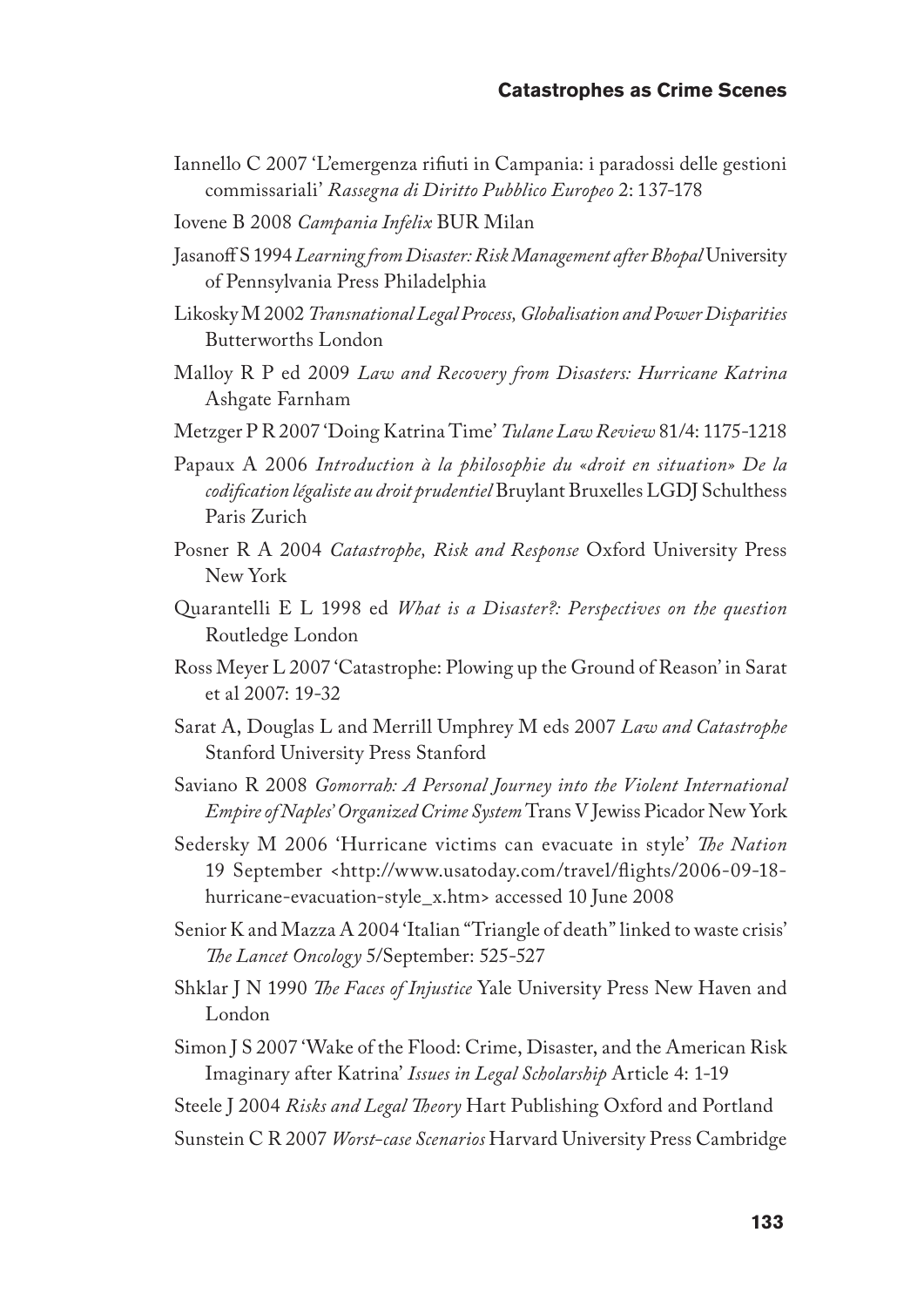Iannello C 2007 'L'emergenza rifiuti in Campania: i paradossi delle gestioni commissariali' *Rassegna di Diritto Pubblico Europeo* 2: 137-178

Iovene B 2008 *Campania Infelix* BUR Milan

Jasanoff S 1994 *Learning from Disaster: Risk Management after Bhopal* University of Pennsylvania Press Philadelphia

Likosky M 2002 *Transnational Legal Process, Globalisation and Power Disparities* Butterworths London

Malloy R P ed 2009 *Law and Recovery from Disasters: Hurricane Katrina* Ashgate Farnham

Metzger P R 2007 'Doing Katrina Time' *Tulane Law Review* 81/4: 1175-1218

Papaux A 2006 *Introduction à la philosophie du «droit en situation» De la codification légaliste au droit prudentiel* Bruylant Bruxelles LGDJ Schulthess Paris Zurich

Posner R A 2004 *Catastrophe, Risk and Response* Oxford University Press New York

Quarantelli E L 1998 ed *What is a Disaster?: Perspectives on the question* Routledge London

Ross Meyer L 2007 'Catastrophe: Plowing up the Ground of Reason' in Sarat et al 2007: 19-32

Sarat A, Douglas L and Merrill Umphrey M eds 2007 *Law and Catastrophe* Stanford University Press Stanford

Saviano R 2008 *Gomorrah: A Personal Journey into the Violent International Empire of Naples' Organized Crime System* Trans V Jewiss Picador New York

Sedersky M 2006 'Hurricane victims can evacuate in style' *The Nation* 19 September <http://www.usatoday.com/travel/flights/2006-09-18-hurricane-evacuation-style_x.htm> accessed 10 June 2008

Senior K and Mazza A 2004 'Italian "Triangle of death" linked to waste crisis' *The Lancet Oncology* 5/September: 525-527

Shklar J N 1990 *The Faces of Injustice* Yale University Press New Haven and London

Simon J S 2007 'Wake of the Flood: Crime, Disaster, and the American Risk Imaginary after Katrina' *Issues in Legal Scholarship* Article 4: 1-19

Steele J 2004 *Risks and Legal Theory* Hart Publishing Oxford and Portland

Sunstein C R 2007 *Worst-case Scenarios* Harvard University Press Cambridge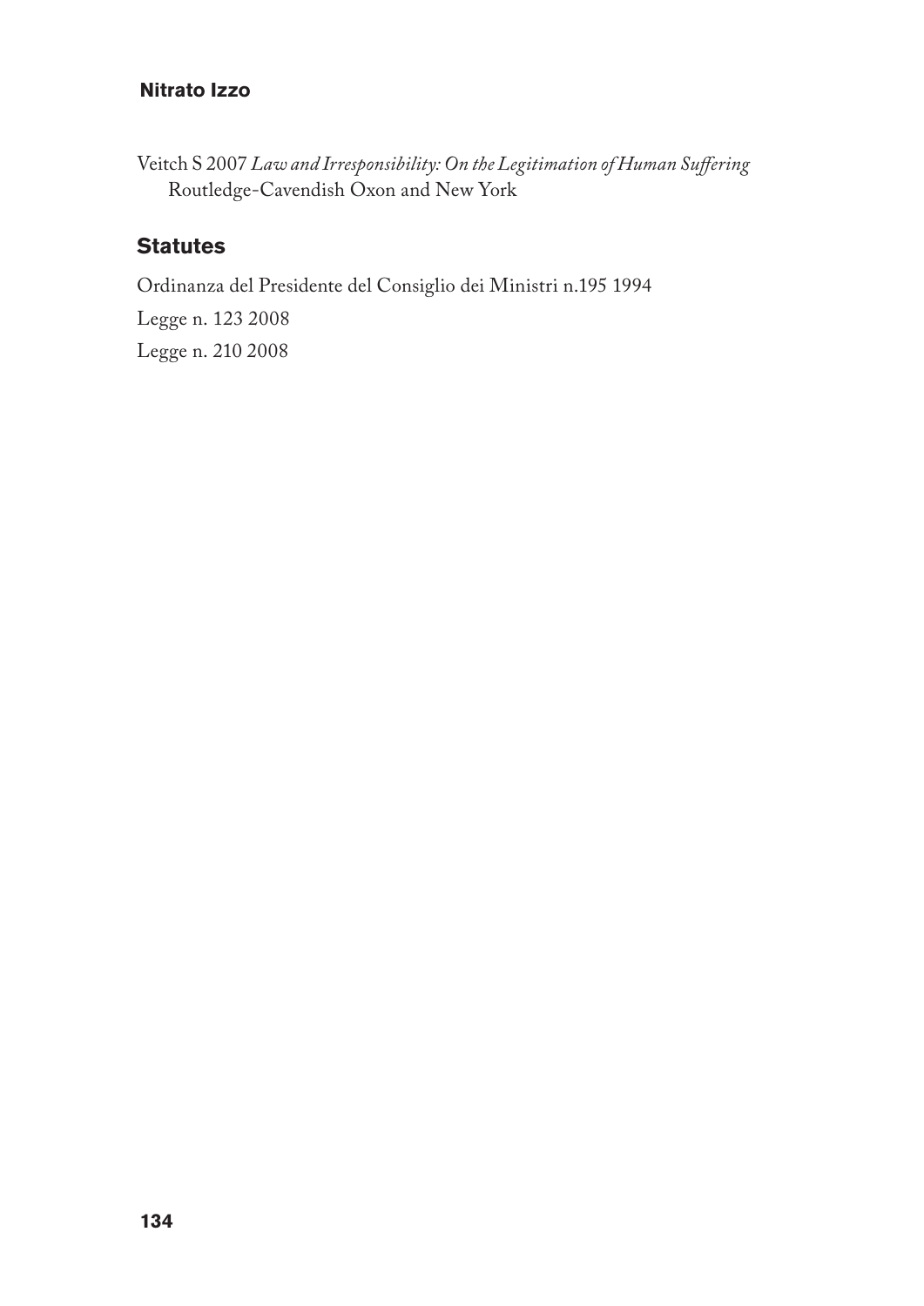Veitch S 2007 *Law and Irresponsibility: On the Legitimation of Human Suffering* Routledge-Cavendish Oxon and New York

## Statutes

Ordinanza del Presidente del Consiglio dei Ministri n.195 1994

Legge n. 123 2008

Legge n. 210 2008